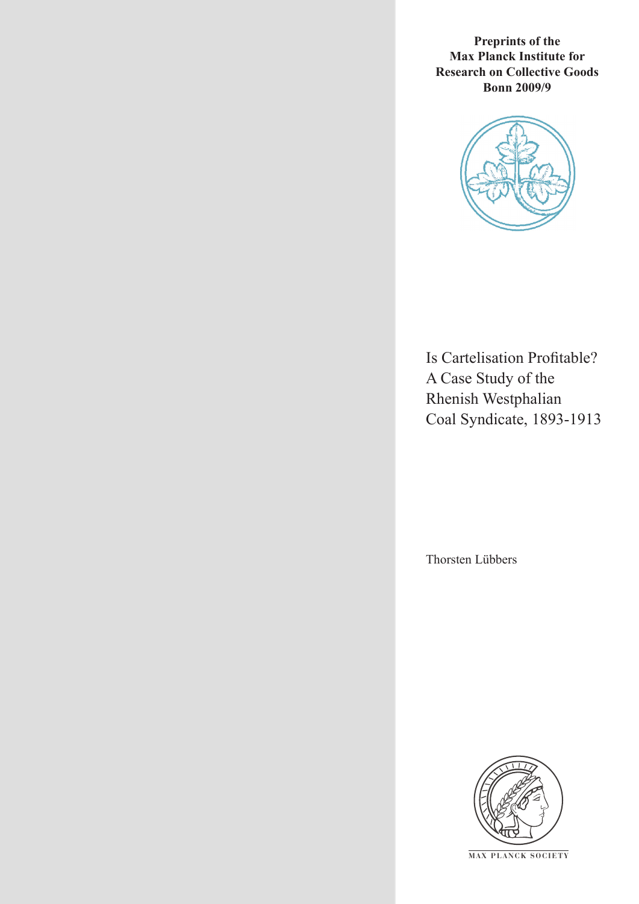**Preprints of the Max Planck Institute for Research on Collective Goods Bonn 2009/9**

# Is Cartelisation Profitable? A Case Study of the Rhenish Westphalian Coal Syndicate, 1893-1913

Thorsten Lübbers

MAX PLANCK SOCIETY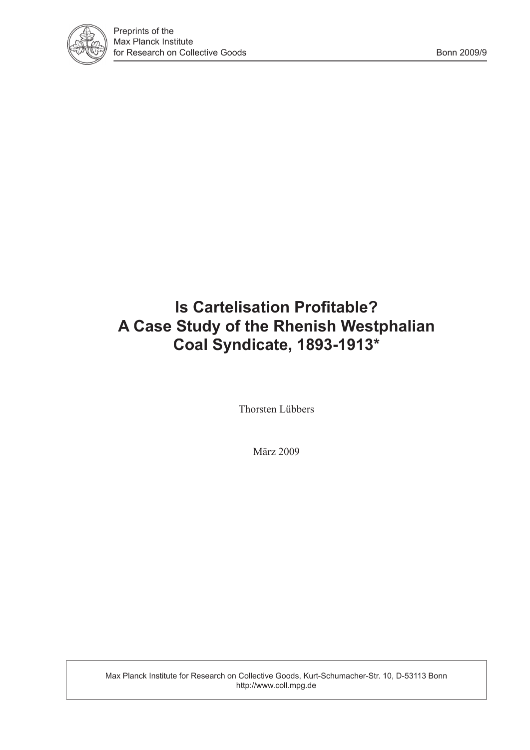Preprints of the
Max Planck Institute
for Research on Collective Goods

Bonn 2009/9

# Is Cartelisation Profitable? A Case Study of the Rhenish Westphalian Coal Syndicate, 1893-1913*

Thorsten Lübbers

März 2009

Max Planck Institute for Research on Collective Goods, Kurt-Schumacher-Str. 10, D-53113 Bonn
http://www.coll.mpg.de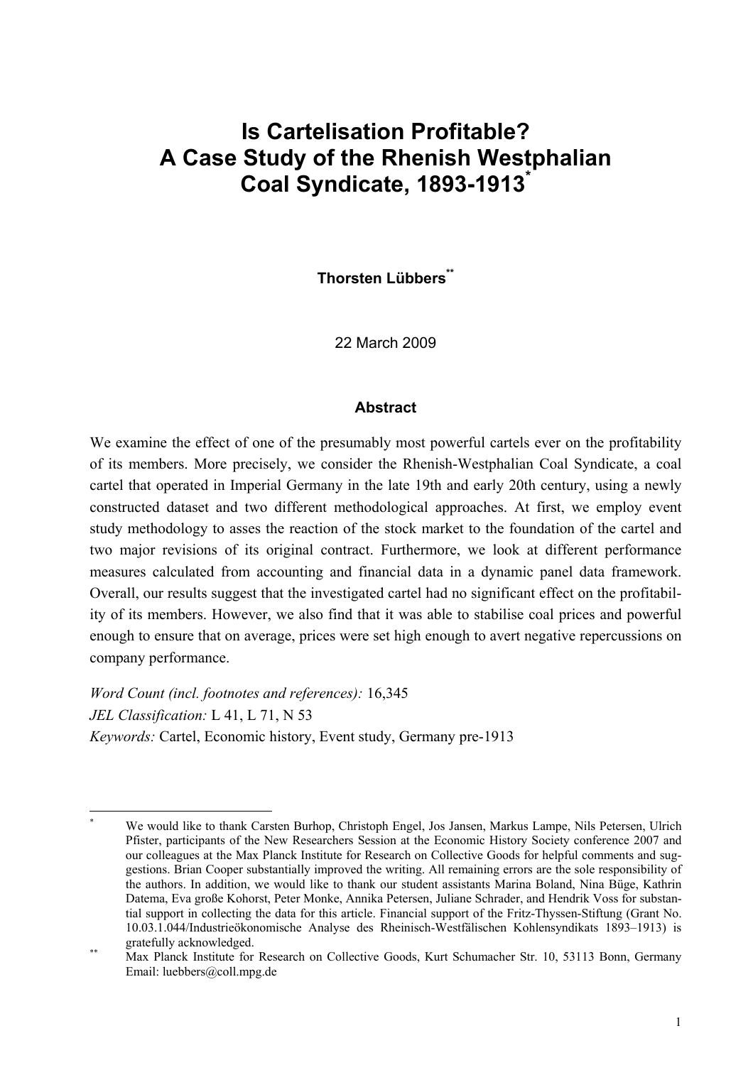# Is Cartelisation Profitable? A Case Study of the Rhenish Westphalian Coal Syndicate, 1893-1913[*]

**Thorsten Lübbers[**]**

22 March 2009

## Abstract

We examine the effect of one of the presumably most powerful cartels ever on the profitability of its members. More precisely, we consider the Rhenish-Westphalian Coal Syndicate, a coal cartel that operated in Imperial Germany in the late 19th and early 20th century, using a newly constructed dataset and two different methodological approaches. At first, we employ event study methodology to asses the reaction of the stock market to the foundation of the cartel and two major revisions of its original contract. Furthermore, we look at different performance measures calculated from accounting and financial data in a dynamic panel data framework. Overall, our results suggest that the investigated cartel had no significant effect on the profitability of its members. However, we also find that it was able to stabilise coal prices and powerful enough to ensure that on average, prices were set high enough to avert negative repercussions on company performance.

*Word Count (incl. footnotes and references):* 16,345
*JEL Classification:* L 41, L 71, N 53
*Keywords:* Cartel, Economic history, Event study, Germany pre-1913

---

[*] We would like to thank Carsten Burhop, Christoph Engel, Jos Jansen, Markus Lampe, Nils Petersen, Ulrich Pfister, participants of the New Researchers Session at the Economic History Society conference 2007 and our colleagues at the Max Planck Institute for Research on Collective Goods for helpful comments and suggestions. Brian Cooper substantially improved the writing. All remaining errors are the sole responsibility of the authors. In addition, we would like to thank our student assistants Marina Boland, Nina Büge, Kathrin Datema, Eva große Kohorst, Peter Monke, Annika Petersen, Juliane Schrader, and Hendrik Voss for substantial support in collecting the data for this article. Financial support of the Fritz-Thyssen-Stiftung (Grant No. 10.03.1.044/Industrieökonomische Analyse des Rheinisch-Westfälischen Kohlensyndikats 1893–1913) is gratefully acknowledged.

[**] Max Planck Institute for Research on Collective Goods, Kurt Schumacher Str. 10, 53113 Bonn, Germany Email: luebbers@coll.mpg.de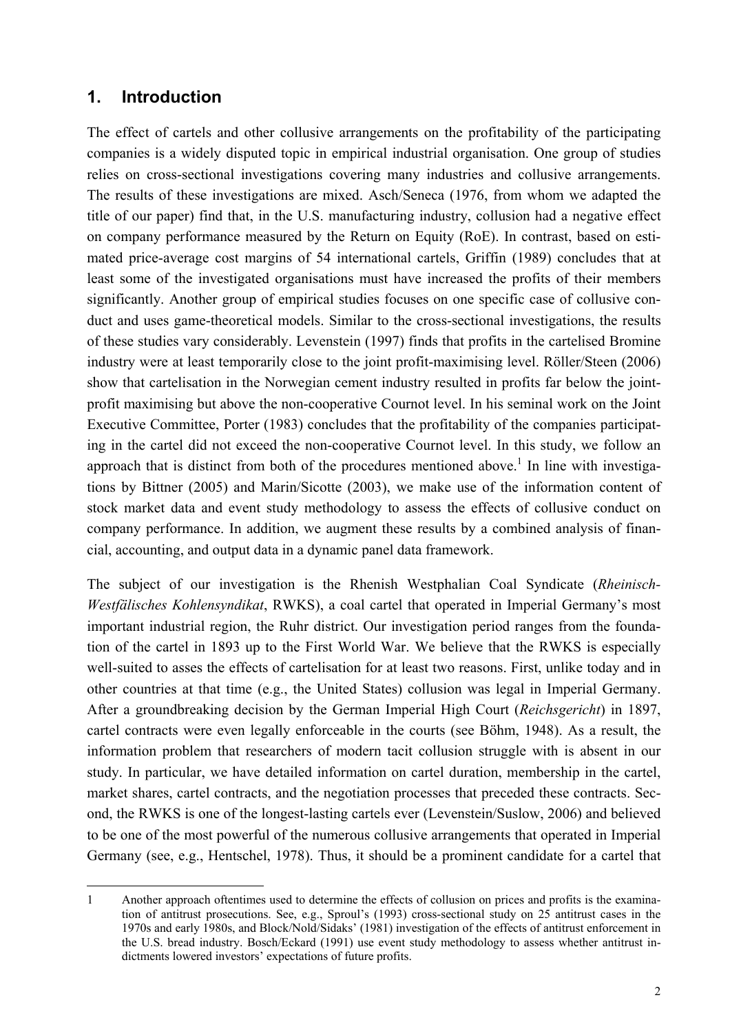## 1. Introduction

The effect of cartels and other collusive arrangements on the profitability of the participating companies is a widely disputed topic in empirical industrial organisation. One group of studies relies on cross-sectional investigations covering many industries and collusive arrangements. The results of these investigations are mixed. Asch/Seneca (1976, from whom we adapted the title of our paper) find that, in the U.S. manufacturing industry, collusion had a negative effect on company performance measured by the Return on Equity (RoE). In contrast, based on estimated price-average cost margins of 54 international cartels, Griffin (1989) concludes that at least some of the investigated organisations must have increased the profits of their members significantly. Another group of empirical studies focuses on one specific case of collusive conduct and uses game-theoretical models. Similar to the cross-sectional investigations, the results of these studies vary considerably. Levenstein (1997) finds that profits in the cartelised Bromine industry were at least temporarily close to the joint profit-maximising level. Röller/Steen (2006) show that cartelisation in the Norwegian cement industry resulted in profits far below the joint-profit maximising but above the non-cooperative Cournot level. In his seminal work on the Joint Executive Committee, Porter (1983) concludes that the profitability of the companies participating in the cartel did not exceed the non-cooperative Cournot level. In this study, we follow an approach that is distinct from both of the procedures mentioned above.[1] In line with investigations by Bittner (2005) and Marin/Sicotte (2003), we make use of the information content of stock market data and event study methodology to assess the effects of collusive conduct on company performance. In addition, we augment these results by a combined analysis of financial, accounting, and output data in a dynamic panel data framework.

The subject of our investigation is the Rhenish Westphalian Coal Syndicate (*Rheinisch-Westfälisches Kohlensyndikat*, RWKS), a coal cartel that operated in Imperial Germany's most important industrial region, the Ruhr district. Our investigation period ranges from the foundation of the cartel in 1893 up to the First World War. We believe that the RWKS is especially well-suited to asses the effects of cartelisation for at least two reasons. First, unlike today and in other countries at that time (e.g., the United States) collusion was legal in Imperial Germany. After a groundbreaking decision by the German Imperial High Court (*Reichsgericht*) in 1897, cartel contracts were even legally enforceable in the courts (see Böhm, 1948). As a result, the information problem that researchers of modern tacit collusion struggle with is absent in our study. In particular, we have detailed information on cartel duration, membership in the cartel, market shares, cartel contracts, and the negotiation processes that preceded these contracts. Second, the RWKS is one of the longest-lasting cartels ever (Levenstein/Suslow, 2006) and believed to be one of the most powerful of the numerous collusive arrangements that operated in Imperial Germany (see, e.g., Hentschel, 1978). Thus, it should be a prominent candidate for a cartel that

---

1 Another approach oftentimes used to determine the effects of collusion on prices and profits is the examination of antitrust prosecutions. See, e.g., Sproul's (1993) cross-sectional study on 25 antitrust cases in the 1970s and early 1980s, and Block/Nold/Sidaks' (1981) investigation of the effects of antitrust enforcement in the U.S. bread industry. Bosch/Eckard (1991) use event study methodology to assess whether antitrust indictments lowered investors' expectations of future profits.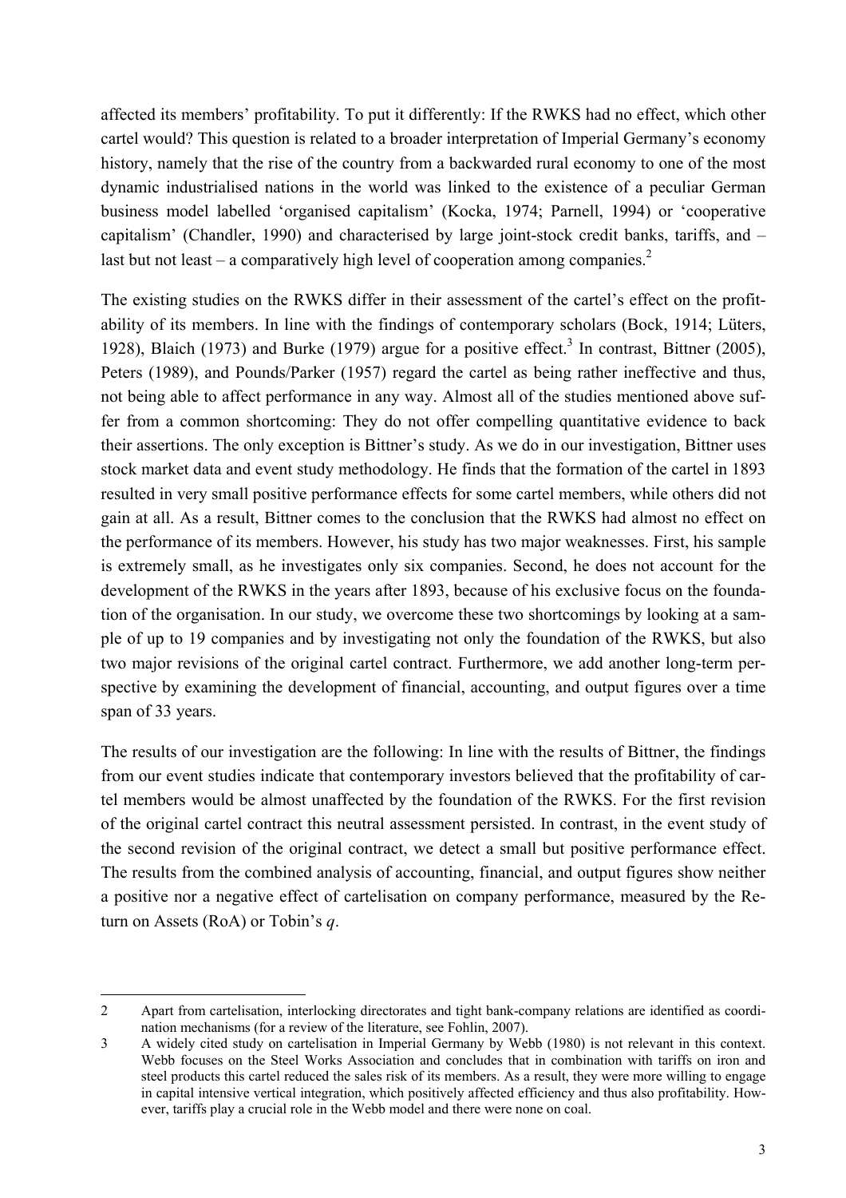affected its members' profitability. To put it differently: If the RWKS had no effect, which other cartel would? This question is related to a broader interpretation of Imperial Germany's economy history, namely that the rise of the country from a backwarded rural economy to one of the most dynamic industrialised nations in the world was linked to the existence of a peculiar German business model labelled 'organised capitalism' (Kocka, 1974; Parnell, 1994) or 'cooperative capitalism' (Chandler, 1990) and characterised by large joint-stock credit banks, tariffs, and – last but not least – a comparatively high level of cooperation among companies.[2]

The existing studies on the RWKS differ in their assessment of the cartel's effect on the profitability of its members. In line with the findings of contemporary scholars (Bock, 1914; Lüters, 1928), Blaich (1973) and Burke (1979) argue for a positive effect.[3] In contrast, Bittner (2005), Peters (1989), and Pounds/Parker (1957) regard the cartel as being rather ineffective and thus, not being able to affect performance in any way. Almost all of the studies mentioned above suffer from a common shortcoming: They do not offer compelling quantitative evidence to back their assertions. The only exception is Bittner's study. As we do in our investigation, Bittner uses stock market data and event study methodology. He finds that the formation of the cartel in 1893 resulted in very small positive performance effects for some cartel members, while others did not gain at all. As a result, Bittner comes to the conclusion that the RWKS had almost no effect on the performance of its members. However, his study has two major weaknesses. First, his sample is extremely small, as he investigates only six companies. Second, he does not account for the development of the RWKS in the years after 1893, because of his exclusive focus on the foundation of the organisation. In our study, we overcome these two shortcomings by looking at a sample of up to 19 companies and by investigating not only the foundation of the RWKS, but also two major revisions of the original cartel contract. Furthermore, we add another long-term perspective by examining the development of financial, accounting, and output figures over a time span of 33 years.

The results of our investigation are the following: In line with the results of Bittner, the findings from our event studies indicate that contemporary investors believed that the profitability of cartel members would be almost unaffected by the foundation of the RWKS. For the first revision of the original cartel contract this neutral assessment persisted. In contrast, in the event study of the second revision of the original contract, we detect a small but positive performance effect. The results from the combined analysis of accounting, financial, and output figures show neither a positive nor a negative effect of cartelisation on company performance, measured by the Return on Assets (RoA) or Tobin's *q*.

---

2 Apart from cartelisation, interlocking directorates and tight bank-company relations are identified as coordination mechanisms (for a review of the literature, see Fohlin, 2007).

3 A widely cited study on cartelisation in Imperial Germany by Webb (1980) is not relevant in this context. Webb focuses on the Steel Works Association and concludes that in combination with tariffs on iron and steel products this cartel reduced the sales risk of its members. As a result, they were more willing to engage in capital intensive vertical integration, which positively affected efficiency and thus also profitability. However, tariffs play a crucial role in the Webb model and there were none on coal.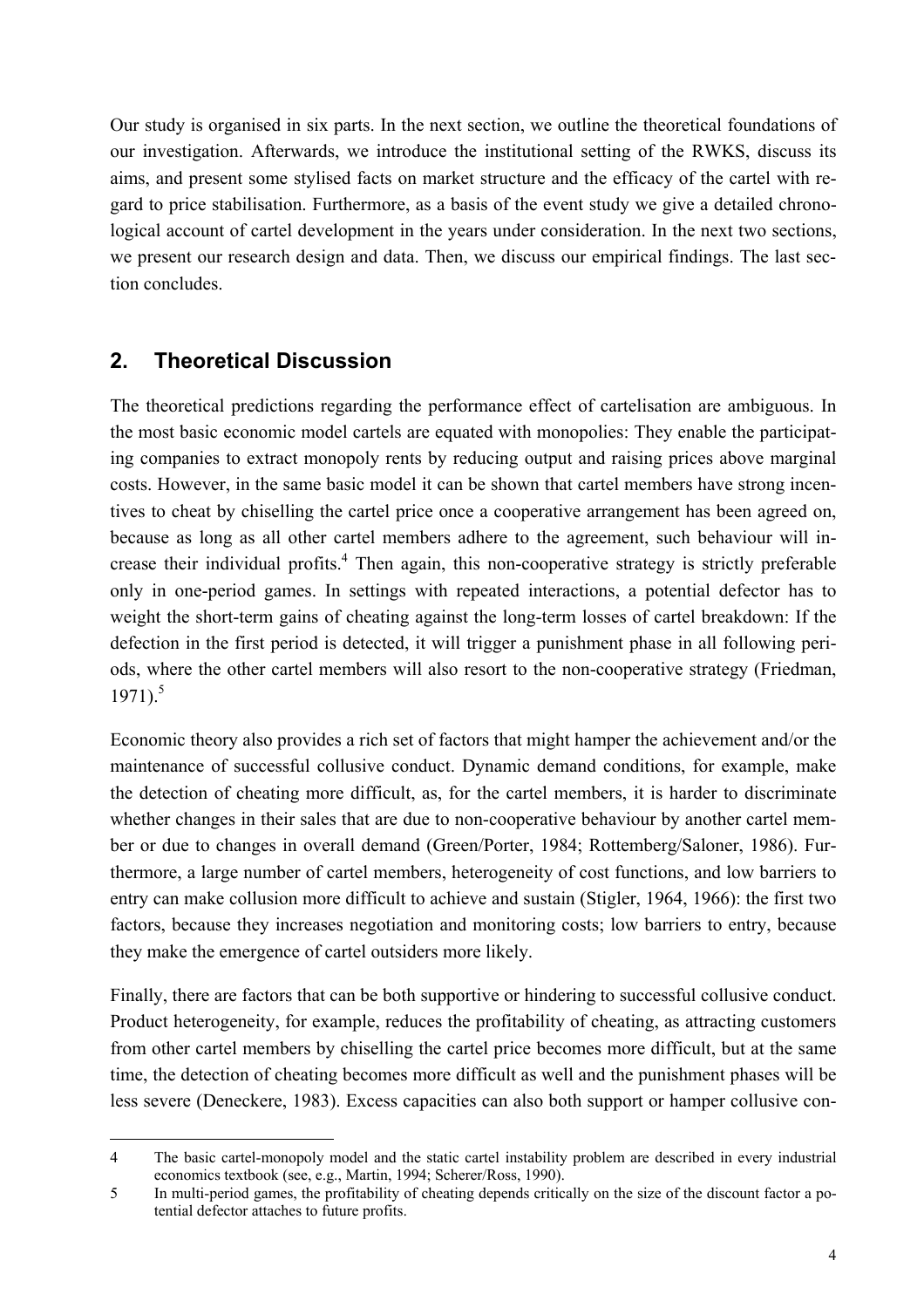Our study is organised in six parts. In the next section, we outline the theoretical foundations of our investigation. Afterwards, we introduce the institutional setting of the RWKS, discuss its aims, and present some stylised facts on market structure and the efficacy of the cartel with regard to price stabilisation. Furthermore, as a basis of the event study we give a detailed chronological account of cartel development in the years under consideration. In the next two sections, we present our research design and data. Then, we discuss our empirical findings. The last section concludes.

## 2. Theoretical Discussion

The theoretical predictions regarding the performance effect of cartelisation are ambiguous. In the most basic economic model cartels are equated with monopolies: They enable the participating companies to extract monopoly rents by reducing output and raising prices above marginal costs. However, in the same basic model it can be shown that cartel members have strong incentives to cheat by chiselling the cartel price once a cooperative arrangement has been agreed on, because as long as all other cartel members adhere to the agreement, such behaviour will increase their individual profits.[4] Then again, this non-cooperative strategy is strictly preferable only in one-period games. In settings with repeated interactions, a potential defector has to weight the short-term gains of cheating against the long-term losses of cartel breakdown: If the defection in the first period is detected, it will trigger a punishment phase in all following periods, where the other cartel members will also resort to the non-cooperative strategy (Friedman, 1971).[5]

Economic theory also provides a rich set of factors that might hamper the achievement and/or the maintenance of successful collusive conduct. Dynamic demand conditions, for example, make the detection of cheating more difficult, as, for the cartel members, it is harder to discriminate whether changes in their sales that are due to non-cooperative behaviour by another cartel member or due to changes in overall demand (Green/Porter, 1984; Rottemberg/Saloner, 1986). Furthermore, a large number of cartel members, heterogeneity of cost functions, and low barriers to entry can make collusion more difficult to achieve and sustain (Stigler, 1964, 1966): the first two factors, because they increases negotiation and monitoring costs; low barriers to entry, because they make the emergence of cartel outsiders more likely.

Finally, there are factors that can be both supportive or hindering to successful collusive conduct. Product heterogeneity, for example, reduces the profitability of cheating, as attracting customers from other cartel members by chiselling the cartel price becomes more difficult, but at the same time, the detection of cheating becomes more difficult as well and the punishment phases will be less severe (Deneckere, 1983). Excess capacities can also both support or hamper collusive con-

---

4 The basic cartel-monopoly model and the static cartel instability problem are described in every industrial economics textbook (see, e.g., Martin, 1994; Scherer/Ross, 1990).

5 In multi-period games, the profitability of cheating depends critically on the size of the discount factor a potential defector attaches to future profits.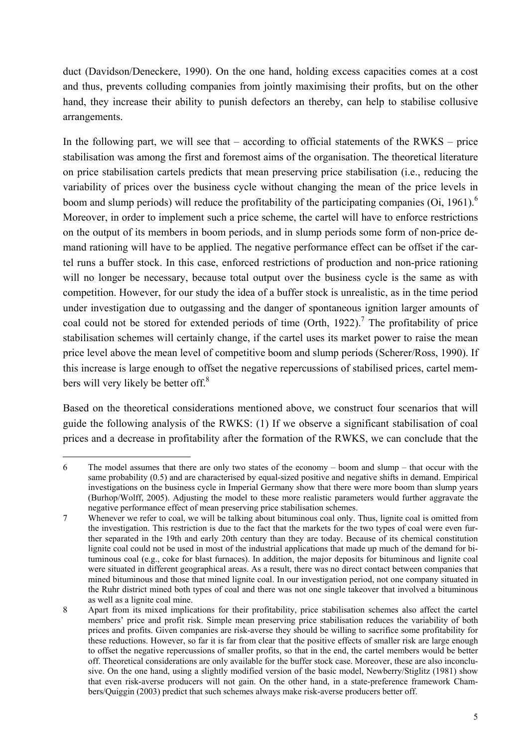duct (Davidson/Deneckere, 1990). On the one hand, holding excess capacities comes at a cost and thus, prevents colluding companies from jointly maximising their profits, but on the other hand, they increase their ability to punish defectors an thereby, can help to stabilise collusive arrangements.

In the following part, we will see that – according to official statements of the RWKS – price stabilisation was among the first and foremost aims of the organisation. The theoretical literature on price stabilisation cartels predicts that mean preserving price stabilisation (i.e., reducing the variability of prices over the business cycle without changing the mean of the price levels in boom and slump periods) will reduce the profitability of the participating companies (Oi, 1961).[6] Moreover, in order to implement such a price scheme, the cartel will have to enforce restrictions on the output of its members in boom periods, and in slump periods some form of non-price demand rationing will have to be applied. The negative performance effect can be offset if the cartel runs a buffer stock. In this case, enforced restrictions of production and non-price rationing will no longer be necessary, because total output over the business cycle is the same as with competition. However, for our study the idea of a buffer stock is unrealistic, as in the time period under investigation due to outgassing and the danger of spontaneous ignition larger amounts of coal could not be stored for extended periods of time (Orth, 1922).[7] The profitability of price stabilisation schemes will certainly change, if the cartel uses its market power to raise the mean price level above the mean level of competitive boom and slump periods (Scherer/Ross, 1990). If this increase is large enough to offset the negative repercussions of stabilised prices, cartel members will very likely be better off.[8]

Based on the theoretical considerations mentioned above, we construct four scenarios that will guide the following analysis of the RWKS: (1) If we observe a significant stabilisation of coal prices and a decrease in profitability after the formation of the RWKS, we can conclude that the

---

6 The model assumes that there are only two states of the economy – boom and slump – that occur with the same probability (0.5) and are characterised by equal-sized positive and negative shifts in demand. Empirical investigations on the business cycle in Imperial Germany show that there were more boom than slump years (Burhop/Wolff, 2005). Adjusting the model to these more realistic parameters would further aggravate the negative performance effect of mean preserving price stabilisation schemes.

7 Whenever we refer to coal, we will be talking about bituminous coal only. Thus, lignite coal is omitted from the investigation. This restriction is due to the fact that the markets for the two types of coal were even further separated in the 19th and early 20th century than they are today. Because of its chemical constitution lignite coal could not be used in most of the industrial applications that made up much of the demand for bituminous coal (e.g., coke for blast furnaces). In addition, the major deposits for bituminous and lignite coal were situated in different geographical areas. As a result, there was no direct contact between companies that mined bituminous and those that mined lignite coal. In our investigation period, not one company situated in the Ruhr district mined both types of coal and there was not one single takeover that involved a bituminous as well as a lignite coal mine.

8 Apart from its mixed implications for their profitability, price stabilisation schemes also affect the cartel members' price and profit risk. Simple mean preserving price stabilisation reduces the variability of both prices and profits. Given companies are risk-averse they should be willing to sacrifice some profitability for these reductions. However, so far it is far from clear that the positive effects of smaller risk are large enough to offset the negative repercussions of smaller profits, so that in the end, the cartel members would be better off. Theoretical considerations are only available for the buffer stock case. Moreover, these are also inconclusive. On the one hand, using a slightly modified version of the basic model, Newberry/Stiglitz (1981) show that even risk-averse producers will not gain. On the other hand, in a state-preference framework Chambers/Quiggin (2003) predict that such schemes always make risk-averse producers better off.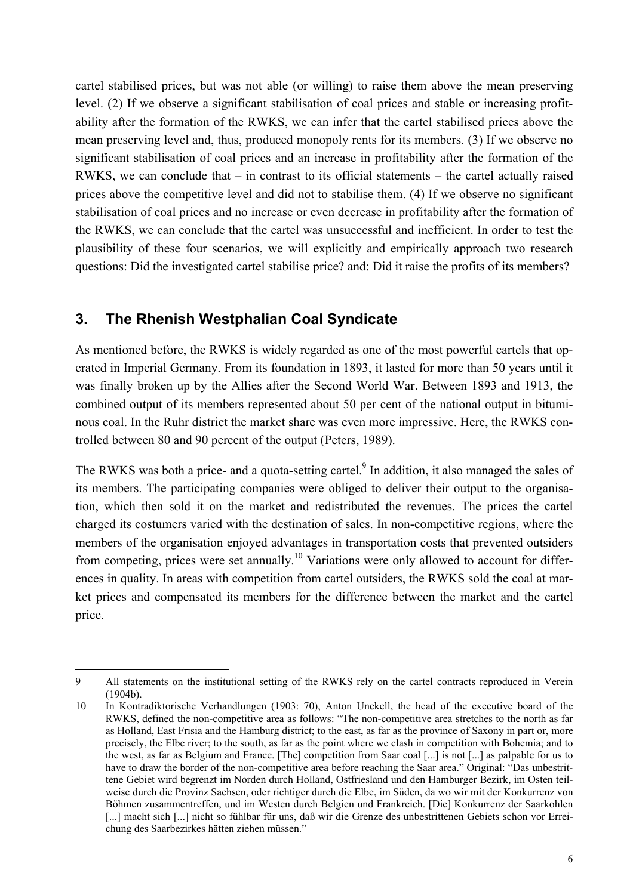cartel stabilised prices, but was not able (or willing) to raise them above the mean preserving level. (2) If we observe a significant stabilisation of coal prices and stable or increasing profitability after the formation of the RWKS, we can infer that the cartel stabilised prices above the mean preserving level and, thus, produced monopoly rents for its members. (3) If we observe no significant stabilisation of coal prices and an increase in profitability after the formation of the RWKS, we can conclude that – in contrast to its official statements – the cartel actually raised prices above the competitive level and did not to stabilise them. (4) If we observe no significant stabilisation of coal prices and no increase or even decrease in profitability after the formation of the RWKS, we can conclude that the cartel was unsuccessful and inefficient. In order to test the plausibility of these four scenarios, we will explicitly and empirically approach two research questions: Did the investigated cartel stabilise price? and: Did it raise the profits of its members?

## 3. The Rhenish Westphalian Coal Syndicate

As mentioned before, the RWKS is widely regarded as one of the most powerful cartels that operated in Imperial Germany. From its foundation in 1893, it lasted for more than 50 years until it was finally broken up by the Allies after the Second World War. Between 1893 and 1913, the combined output of its members represented about 50 per cent of the national output in bituminous coal. In the Ruhr district the market share was even more impressive. Here, the RWKS controlled between 80 and 90 percent of the output (Peters, 1989).

The RWKS was both a price- and a quota-setting cartel.[9] In addition, it also managed the sales of its members. The participating companies were obliged to deliver their output to the organisation, which then sold it on the market and redistributed the revenues. The prices the cartel charged its costumers varied with the destination of sales. In non-competitive regions, where the members of the organisation enjoyed advantages in transportation costs that prevented outsiders from competing, prices were set annually.[10] Variations were only allowed to account for differences in quality. In areas with competition from cartel outsiders, the RWKS sold the coal at market prices and compensated its members for the difference between the market and the cartel price.

---

9 All statements on the institutional setting of the RWKS rely on the cartel contracts reproduced in Verein (1904b).

10 In Kontradiktorische Verhandlungen (1903: 70), Anton Unckell, the head of the executive board of the RWKS, defined the non-competitive area as follows: "The non-competitive area stretches to the north as far as Holland, East Frisia and the Hamburg district; to the east, as far as the province of Saxony in part or, more precisely, the Elbe river; to the south, as far as the point where we clash in competition with Bohemia; and to the west, as far as Belgium and France. [The] competition from Saar coal [...] is not [...] as palpable for us to have to draw the border of the non-competitive area before reaching the Saar area." Original: "Das unbestrittene Gebiet wird begrenzt im Norden durch Holland, Ostfriesland und den Hamburger Bezirk, im Osten teilweise durch die Provinz Sachsen, oder richtiger durch die Elbe, im Süden, da wo wir mit der Konkurrenz von Böhmen zusammentreffen, und im Westen durch Belgien und Frankreich. [Die] Konkurrenz der Saarkohlen [...] macht sich [...] nicht so fühlbar für uns, daß wir die Grenze des unbestrittenen Gebiets schon vor Erreichung des Saarbezirkes hätten ziehen müssen."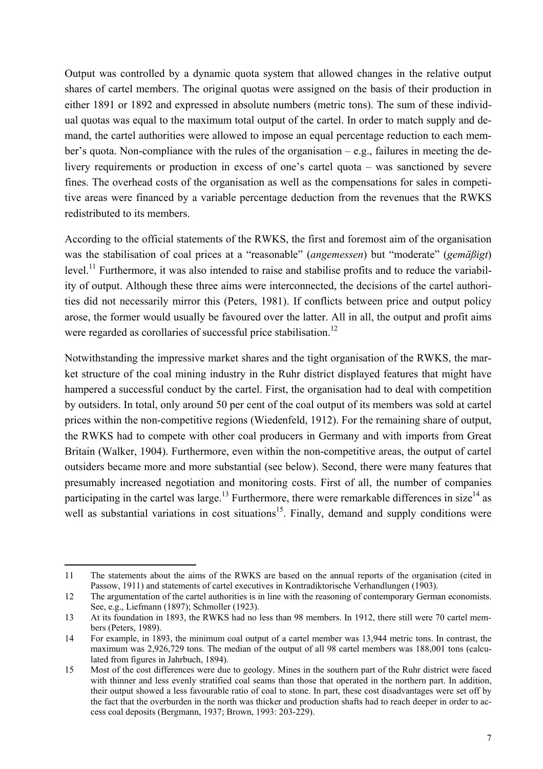Output was controlled by a dynamic quota system that allowed changes in the relative output shares of cartel members. The original quotas were assigned on the basis of their production in either 1891 or 1892 and expressed in absolute numbers (metric tons). The sum of these individual quotas was equal to the maximum total output of the cartel. In order to match supply and demand, the cartel authorities were allowed to impose an equal percentage reduction to each member's quota. Non-compliance with the rules of the organisation – e.g., failures in meeting the delivery requirements or production in excess of one's cartel quota – was sanctioned by severe fines. The overhead costs of the organisation as well as the compensations for sales in competitive areas were financed by a variable percentage deduction from the revenues that the RWKS redistributed to its members.

According to the official statements of the RWKS, the first and foremost aim of the organisation was the stabilisation of coal prices at a "reasonable" (*angemessen*) but "moderate" (*gemäßigt*) level.[11] Furthermore, it was also intended to raise and stabilise profits and to reduce the variability of output. Although these three aims were interconnected, the decisions of the cartel authorities did not necessarily mirror this (Peters, 1981). If conflicts between price and output policy arose, the former would usually be favoured over the latter. All in all, the output and profit aims were regarded as corollaries of successful price stabilisation.[12]

Notwithstanding the impressive market shares and the tight organisation of the RWKS, the market structure of the coal mining industry in the Ruhr district displayed features that might have hampered a successful conduct by the cartel. First, the organisation had to deal with competition by outsiders. In total, only around 50 per cent of the coal output of its members was sold at cartel prices within the non-competitive regions (Wiedenfeld, 1912). For the remaining share of output, the RWKS had to compete with other coal producers in Germany and with imports from Great Britain (Walker, 1904). Furthermore, even within the non-competitive areas, the output of cartel outsiders became more and more substantial (see below). Second, there were many features that presumably increased negotiation and monitoring costs. First of all, the number of companies participating in the cartel was large.[13] Furthermore, there were remarkable differences in size[14] as well as substantial variations in cost situations[15]. Finally, demand and supply conditions were

---

11 The statements about the aims of the RWKS are based on the annual reports of the organisation (cited in Passow, 1911) and statements of cartel executives in Kontradiktorische Verhandlungen (1903).

12 The argumentation of the cartel authorities is in line with the reasoning of contemporary German economists. See, e.g., Liefmann (1897); Schmoller (1923).

13 At its foundation in 1893, the RWKS had no less than 98 members. In 1912, there still were 70 cartel members (Peters, 1989).

14 For example, in 1893, the minimum coal output of a cartel member was 13,944 metric tons. In contrast, the maximum was 2,926,729 tons. The median of the output of all 98 cartel members was 188,001 tons (calculated from figures in Jahrbuch, 1894).

15 Most of the cost differences were due to geology. Mines in the southern part of the Ruhr district were faced with thinner and less evenly stratified coal seams than those that operated in the northern part. In addition, their output showed a less favourable ratio of coal to stone. In part, these cost disadvantages were set off by the fact that the overburden in the north was thicker and production shafts had to reach deeper in order to access coal deposits (Bergmann, 1937; Brown, 1993: 203-229).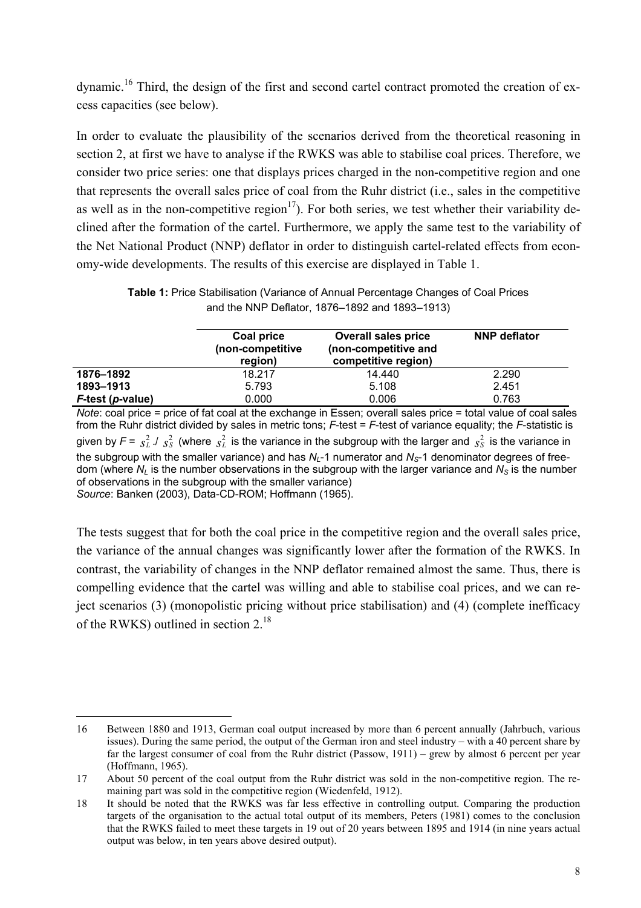dynamic.[16] Third, the design of the first and second cartel contract promoted the creation of excess capacities (see below).

In order to evaluate the plausibility of the scenarios derived from the theoretical reasoning in section 2, at first we have to analyse if the RWKS was able to stabilise coal prices. Therefore, we consider two price series: one that displays prices charged in the non-competitive region and one that represents the overall sales price of coal from the Ruhr district (i.e., sales in the competitive as well as in the non-competitive region[17]). For both series, we test whether their variability declined after the formation of the cartel. Furthermore, we apply the same test to the variability of the Net National Product (NNP) deflator in order to distinguish cartel-related effects from economy-wide developments. The results of this exercise are displayed in Table 1.

**Table 1:** Price Stabilisation (Variance of Annual Percentage Changes of Coal Prices and the NNP Deflator, 1876–1892 and 1893–1913)

| | Coal price (non-competitive region) | Overall sales price (non-competitive and competitive region) | NNP deflator |
|---|---|---|---|
| **1876–1892** | 18.217 | 14.440 | 2.290 |
| **1893–1913** | 5.793 | 5.108 | 2.451 |
| ***F*-test (*p*-value)** | 0.000 | 0.006 | 0.763 |

*Note*: coal price = price of fat coal at the exchange in Essen; overall sales price = total value of coal sales from the Ruhr district divided by sales in metric tons; *F*-test = *F*-test of variance equality; the *F*-statistic is given by $F = s_L^2 ./ s_S^2$ (where $s_L^2$ is the variance in the subgroup with the larger and $s_S^2$ is the variance in the subgroup with the smaller variance) and has $N_L$-1 numerator and $N_S$-1 denominator degrees of freedom (where $N_L$ is the number observations in the subgroup with the larger variance and $N_S$ is the number of observations in the subgroup with the smaller variance)
*Source*: Banken (2003), Data-CD-ROM; Hoffmann (1965).

The tests suggest that for both the coal price in the competitive region and the overall sales price, the variance of the annual changes was significantly lower after the formation of the RWKS. In contrast, the variability of changes in the NNP deflator remained almost the same. Thus, there is compelling evidence that the cartel was willing and able to stabilise coal prices, and we can reject scenarios (3) (monopolistic pricing without price stabilisation) and (4) (complete inefficacy of the RWKS) outlined in section 2.[18]

---

16 Between 1880 and 1913, German coal output increased by more than 6 percent annually (Jahrbuch, various issues). During the same period, the output of the German iron and steel industry – with a 40 percent share by far the largest consumer of coal from the Ruhr district (Passow, 1911) – grew by almost 6 percent per year (Hoffmann, 1965).

17 About 50 percent of the coal output from the Ruhr district was sold in the non-competitive region. The remaining part was sold in the competitive region (Wiedenfeld, 1912).

18 It should be noted that the RWKS was far less effective in controlling output. Comparing the production targets of the organisation to the actual total output of its members, Peters (1981) comes to the conclusion that the RWKS failed to meet these targets in 19 out of 20 years between 1895 and 1914 (in nine years actual output was below, in ten years above desired output).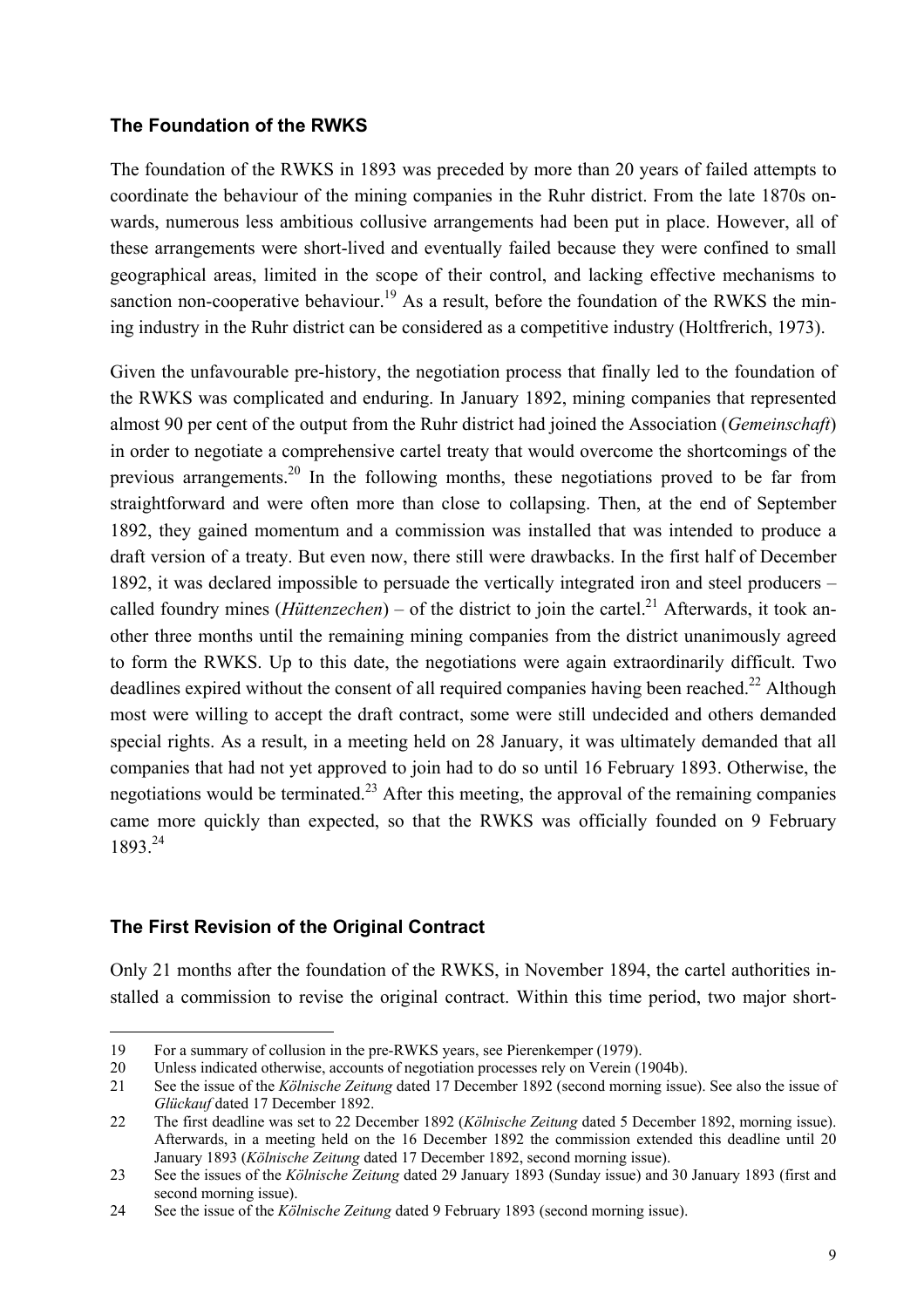### The Foundation of the RWKS

The foundation of the RWKS in 1893 was preceded by more than 20 years of failed attempts to coordinate the behaviour of the mining companies in the Ruhr district. From the late 1870s onwards, numerous less ambitious collusive arrangements had been put in place. However, all of these arrangements were short-lived and eventually failed because they were confined to small geographical areas, limited in the scope of their control, and lacking effective mechanisms to sanction non-cooperative behaviour.[19] As a result, before the foundation of the RWKS the mining industry in the Ruhr district can be considered as a competitive industry (Holtfrerich, 1973).

Given the unfavourable pre-history, the negotiation process that finally led to the foundation of the RWKS was complicated and enduring. In January 1892, mining companies that represented almost 90 per cent of the output from the Ruhr district had joined the Association (*Gemeinschaft*) in order to negotiate a comprehensive cartel treaty that would overcome the shortcomings of the previous arrangements.[20] In the following months, these negotiations proved to be far from straightforward and were often more than close to collapsing. Then, at the end of September 1892, they gained momentum and a commission was installed that was intended to produce a draft version of a treaty. But even now, there still were drawbacks. In the first half of December 1892, it was declared impossible to persuade the vertically integrated iron and steel producers – called foundry mines (*Hüttenzechen*) – of the district to join the cartel.[21] Afterwards, it took another three months until the remaining mining companies from the district unanimously agreed to form the RWKS. Up to this date, the negotiations were again extraordinarily difficult. Two deadlines expired without the consent of all required companies having been reached.[22] Although most were willing to accept the draft contract, some were still undecided and others demanded special rights. As a result, in a meeting held on 28 January, it was ultimately demanded that all companies that had not yet approved to join had to do so until 16 February 1893. Otherwise, the negotiations would be terminated.[23] After this meeting, the approval of the remaining companies came more quickly than expected, so that the RWKS was officially founded on 9 February 1893.[24]

### The First Revision of the Original Contract

Only 21 months after the foundation of the RWKS, in November 1894, the cartel authorities installed a commission to revise the original contract. Within this time period, two major short-

---

19 For a summary of collusion in the pre-RWKS years, see Pierenkemper (1979).

20 Unless indicated otherwise, accounts of negotiation processes rely on Verein (1904b).

21 See the issue of the *Kölnische Zeitung* dated 17 December 1892 (second morning issue). See also the issue of *Glückauf* dated 17 December 1892.

22 The first deadline was set to 22 December 1892 (*Kölnische Zeitung* dated 5 December 1892, morning issue). Afterwards, in a meeting held on the 16 December 1892 the commission extended this deadline until 20 January 1893 (*Kölnische Zeitung* dated 17 December 1892, second morning issue).

23 See the issues of the *Kölnische Zeitung* dated 29 January 1893 (Sunday issue) and 30 January 1893 (first and second morning issue).

24 See the issue of the *Kölnische Zeitung* dated 9 February 1893 (second morning issue).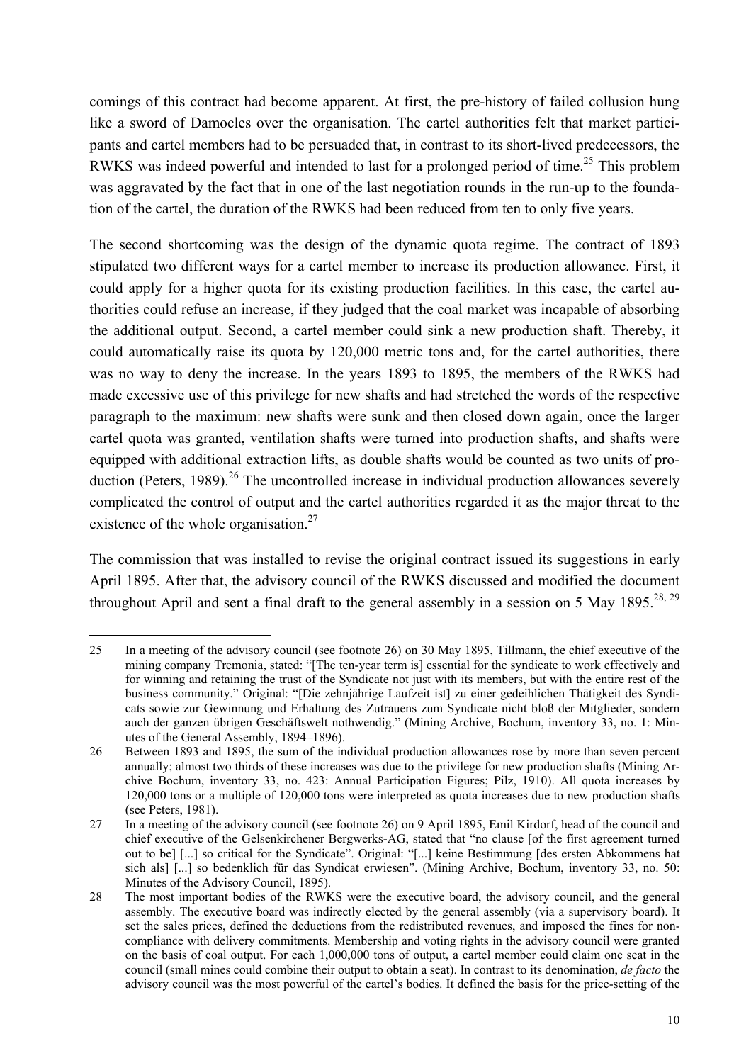comings of this contract had become apparent. At first, the pre-history of failed collusion hung like a sword of Damocles over the organisation. The cartel authorities felt that market participants and cartel members had to be persuaded that, in contrast to its short-lived predecessors, the RWKS was indeed powerful and intended to last for a prolonged period of time.[25] This problem was aggravated by the fact that in one of the last negotiation rounds in the run-up to the foundation of the cartel, the duration of the RWKS had been reduced from ten to only five years.

The second shortcoming was the design of the dynamic quota regime. The contract of 1893 stipulated two different ways for a cartel member to increase its production allowance. First, it could apply for a higher quota for its existing production facilities. In this case, the cartel authorities could refuse an increase, if they judged that the coal market was incapable of absorbing the additional output. Second, a cartel member could sink a new production shaft. Thereby, it could automatically raise its quota by 120,000 metric tons and, for the cartel authorities, there was no way to deny the increase. In the years 1893 to 1895, the members of the RWKS had made excessive use of this privilege for new shafts and had stretched the words of the respective paragraph to the maximum: new shafts were sunk and then closed down again, once the larger cartel quota was granted, ventilation shafts were turned into production shafts, and shafts were equipped with additional extraction lifts, as double shafts would be counted as two units of production (Peters, 1989).[26] The uncontrolled increase in individual production allowances severely complicated the control of output and the cartel authorities regarded it as the major threat to the existence of the whole organisation.[27]

The commission that was installed to revise the original contract issued its suggestions in early April 1895. After that, the advisory council of the RWKS discussed and modified the document throughout April and sent a final draft to the general assembly in a session on 5 May 1895.[28, 29]

---

25 In a meeting of the advisory council (see footnote 26) on 30 May 1895, Tillmann, the chief executive of the mining company Tremonia, stated: "[The ten-year term is] essential for the syndicate to work effectively and for winning and retaining the trust of the Syndicate not just with its members, but with the entire rest of the business community." Original: "[Die zehnjährige Laufzeit ist] zu einer gedeihlichen Thätigkeit des Syndicats sowie zur Gewinnung und Erhaltung des Zutrauens zum Syndicate nicht bloß der Mitglieder, sondern auch der ganzen übrigen Geschäftswelt nothwendig." (Mining Archive, Bochum, inventory 33, no. 1: Minutes of the General Assembly, 1894–1896).

26 Between 1893 and 1895, the sum of the individual production allowances rose by more than seven percent annually; almost two thirds of these increases was due to the privilege for new production shafts (Mining Archive Bochum, inventory 33, no. 423: Annual Participation Figures; Pilz, 1910). All quota increases by 120,000 tons or a multiple of 120,000 tons were interpreted as quota increases due to new production shafts (see Peters, 1981).

27 In a meeting of the advisory council (see footnote 26) on 9 April 1895, Emil Kirdorf, head of the council and chief executive of the Gelsenkirchener Bergwerks-AG, stated that "no clause [of the first agreement turned out to be] [...] so critical for the Syndicate". Original: "[...] keine Bestimmung [des ersten Abkommens hat sich als] [...] so bedenklich für das Syndicat erwiesen". (Mining Archive, Bochum, inventory 33, no. 50: Minutes of the Advisory Council, 1895).

28 The most important bodies of the RWKS were the executive board, the advisory council, and the general assembly. The executive board was indirectly elected by the general assembly (via a supervisory board). It set the sales prices, defined the deductions from the redistributed revenues, and imposed the fines for non-compliance with delivery commitments. Membership and voting rights in the advisory council were granted on the basis of coal output. For each 1,000,000 tons of output, a cartel member could claim one seat in the council (small mines could combine their output to obtain a seat). In contrast to its denomination, *de facto* the advisory council was the most powerful of the cartel's bodies. It defined the basis for the price-setting of the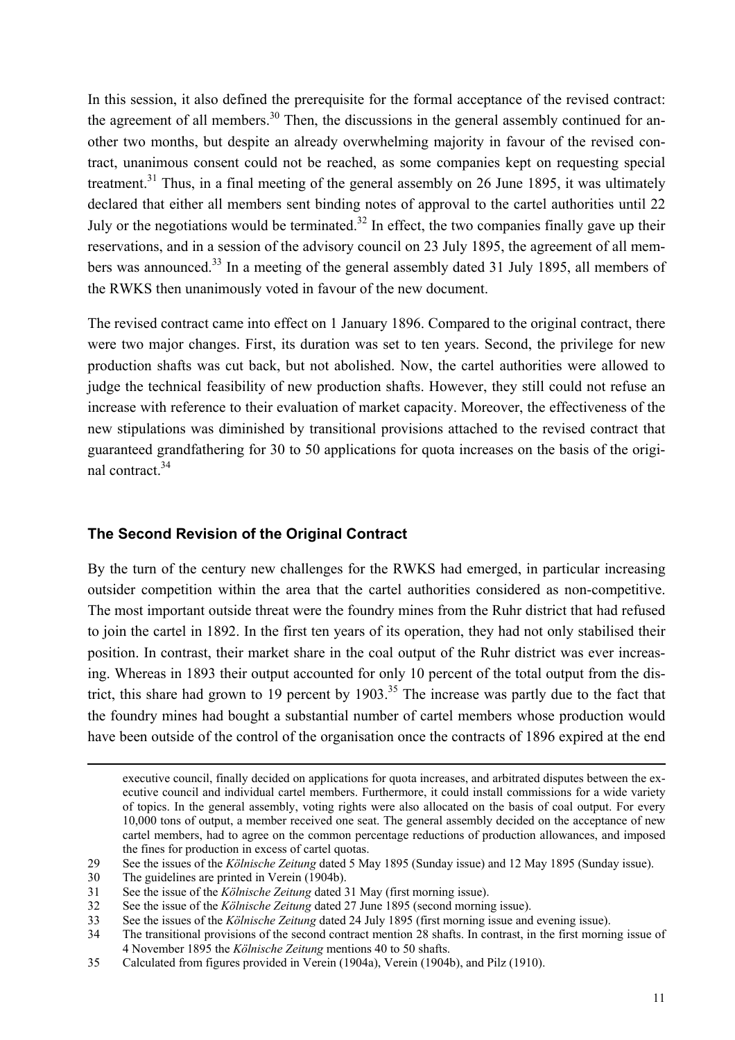In this session, it also defined the prerequisite for the formal acceptance of the revised contract: the agreement of all members.[30] Then, the discussions in the general assembly continued for another two months, but despite an already overwhelming majority in favour of the revised contract, unanimous consent could not be reached, as some companies kept on requesting special treatment.[31] Thus, in a final meeting of the general assembly on 26 June 1895, it was ultimately declared that either all members sent binding notes of approval to the cartel authorities until 22 July or the negotiations would be terminated.[32] In effect, the two companies finally gave up their reservations, and in a session of the advisory council on 23 July 1895, the agreement of all members was announced.[33] In a meeting of the general assembly dated 31 July 1895, all members of the RWKS then unanimously voted in favour of the new document.

The revised contract came into effect on 1 January 1896. Compared to the original contract, there were two major changes. First, its duration was set to ten years. Second, the privilege for new production shafts was cut back, but not abolished. Now, the cartel authorities were allowed to judge the technical feasibility of new production shafts. However, they still could not refuse an increase with reference to their evaluation of market capacity. Moreover, the effectiveness of the new stipulations was diminished by transitional provisions attached to the revised contract that guaranteed grandfathering for 30 to 50 applications for quota increases on the basis of the original contract.[34]

## The Second Revision of the Original Contract

By the turn of the century new challenges for the RWKS had emerged, in particular increasing outsider competition within the area that the cartel authorities considered as non-competitive. The most important outside threat were the foundry mines from the Ruhr district that had refused to join the cartel in 1892. In the first ten years of its operation, they had not only stabilised their position. In contrast, their market share in the coal output of the Ruhr district was ever increasing. Whereas in 1893 their output accounted for only 10 percent of the total output from the district, this share had grown to 19 percent by 1903.[35] The increase was partly due to the fact that the foundry mines had bought a substantial number of cartel members whose production would have been outside of the control of the organisation once the contracts of 1896 expired at the end

executive council, finally decided on applications for quota increases, and arbitrated disputes between the executive council and individual cartel members. Furthermore, it could install commissions for a wide variety of topics. In the general assembly, voting rights were also allocated on the basis of coal output. For every 10,000 tons of output, a member received one seat. The general assembly decided on the acceptance of new cartel members, had to agree on the common percentage reductions of production allowances, and imposed the fines for production in excess of cartel quotas.

29 See the issues of the *Kölnische Zeitung* dated 5 May 1895 (Sunday issue) and 12 May 1895 (Sunday issue).

30 The guidelines are printed in Verein (1904b).

31 See the issue of the *Kölnische Zeitung* dated 31 May (first morning issue).

32 See the issue of the *Kölnische Zeitung* dated 27 June 1895 (second morning issue).

33 See the issues of the *Kölnische Zeitung* dated 24 July 1895 (first morning issue and evening issue).

34 The transitional provisions of the second contract mention 28 shafts. In contrast, in the first morning issue of 4 November 1895 the *Kölnische Zeitung* mentions 40 to 50 shafts.

35 Calculated from figures provided in Verein (1904a), Verein (1904b), and Pilz (1910).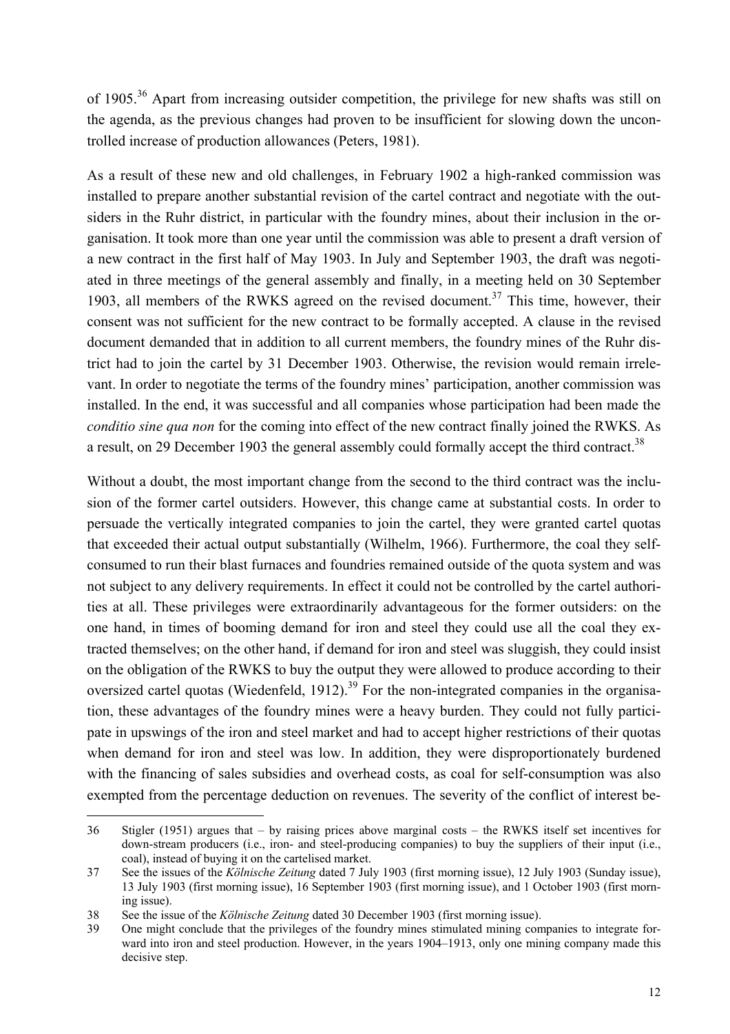of 1905.[36] Apart from increasing outsider competition, the privilege for new shafts was still on the agenda, as the previous changes had proven to be insufficient for slowing down the uncontrolled increase of production allowances (Peters, 1981).

As a result of these new and old challenges, in February 1902 a high-ranked commission was installed to prepare another substantial revision of the cartel contract and negotiate with the outsiders in the Ruhr district, in particular with the foundry mines, about their inclusion in the organisation. It took more than one year until the commission was able to present a draft version of a new contract in the first half of May 1903. In July and September 1903, the draft was negotiated in three meetings of the general assembly and finally, in a meeting held on 30 September 1903, all members of the RWKS agreed on the revised document.[37] This time, however, their consent was not sufficient for the new contract to be formally accepted. A clause in the revised document demanded that in addition to all current members, the foundry mines of the Ruhr district had to join the cartel by 31 December 1903. Otherwise, the revision would remain irrelevant. In order to negotiate the terms of the foundry mines' participation, another commission was installed. In the end, it was successful and all companies whose participation had been made the *conditio sine qua non* for the coming into effect of the new contract finally joined the RWKS. As a result, on 29 December 1903 the general assembly could formally accept the third contract.[38]

Without a doubt, the most important change from the second to the third contract was the inclusion of the former cartel outsiders. However, this change came at substantial costs. In order to persuade the vertically integrated companies to join the cartel, they were granted cartel quotas that exceeded their actual output substantially (Wilhelm, 1966). Furthermore, the coal they self-consumed to run their blast furnaces and foundries remained outside of the quota system and was not subject to any delivery requirements. In effect it could not be controlled by the cartel authorities at all. These privileges were extraordinarily advantageous for the former outsiders: on the one hand, in times of booming demand for iron and steel they could use all the coal they extracted themselves; on the other hand, if demand for iron and steel was sluggish, they could insist on the obligation of the RWKS to buy the output they were allowed to produce according to their oversized cartel quotas (Wiedenfeld, 1912).[39] For the non-integrated companies in the organisation, these advantages of the foundry mines were a heavy burden. They could not fully participate in upswings of the iron and steel market and had to accept higher restrictions of their quotas when demand for iron and steel was low. In addition, they were disproportionately burdened with the financing of sales subsidies and overhead costs, as coal for self-consumption was also exempted from the percentage deduction on revenues. The severity of the conflict of interest be-

---

36 Stigler (1951) argues that – by raising prices above marginal costs – the RWKS itself set incentives for down-stream producers (i.e., iron- and steel-producing companies) to buy the suppliers of their input (i.e., coal), instead of buying it on the cartelised market.

37 See the issues of the *Kölnische Zeitung* dated 7 July 1903 (first morning issue), 12 July 1903 (Sunday issue), 13 July 1903 (first morning issue), 16 September 1903 (first morning issue), and 1 October 1903 (first morning issue).

38 See the issue of the *Kölnische Zeitung* dated 30 December 1903 (first morning issue).

39 One might conclude that the privileges of the foundry mines stimulated mining companies to integrate forward into iron and steel production. However, in the years 1904–1913, only one mining company made this decisive step.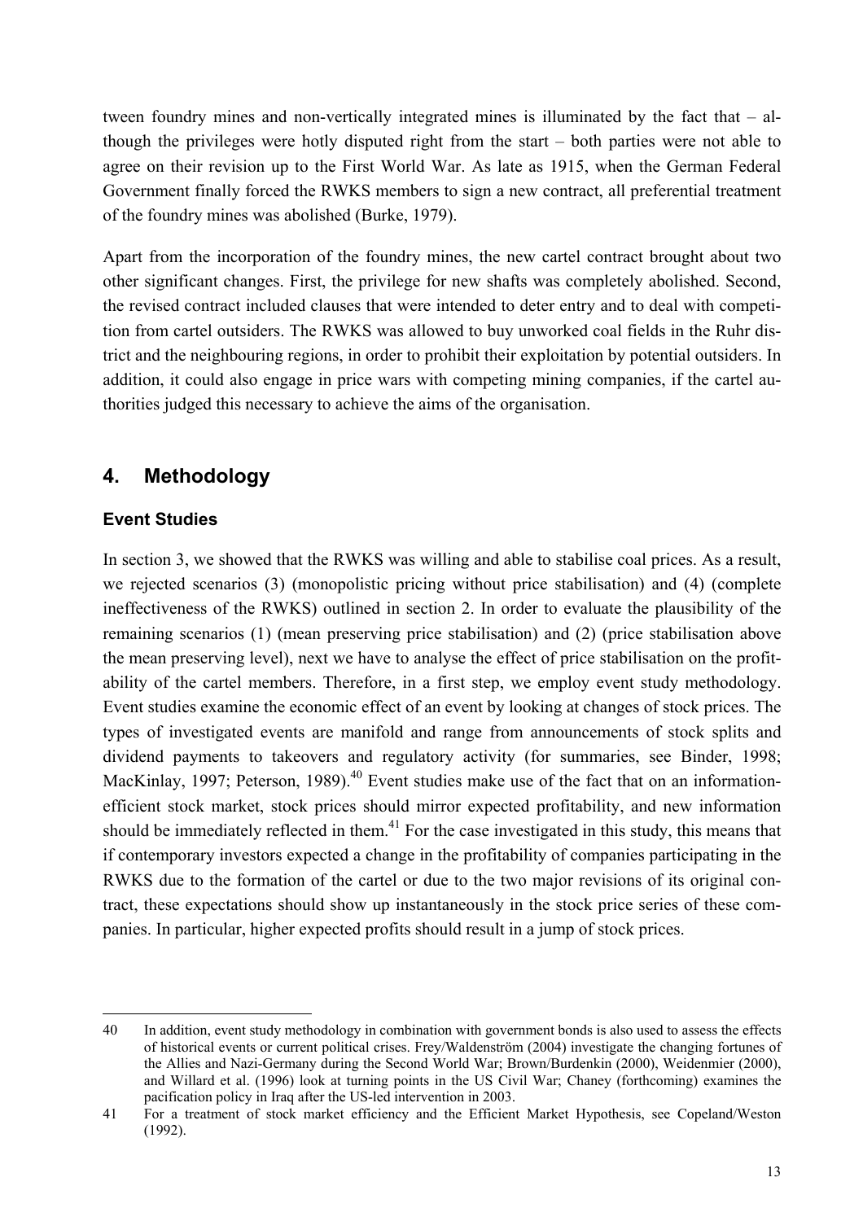tween foundry mines and non-vertically integrated mines is illuminated by the fact that – although the privileges were hotly disputed right from the start – both parties were not able to agree on their revision up to the First World War. As late as 1915, when the German Federal Government finally forced the RWKS members to sign a new contract, all preferential treatment of the foundry mines was abolished (Burke, 1979).

Apart from the incorporation of the foundry mines, the new cartel contract brought about two other significant changes. First, the privilege for new shafts was completely abolished. Second, the revised contract included clauses that were intended to deter entry and to deal with competition from cartel outsiders. The RWKS was allowed to buy unworked coal fields in the Ruhr district and the neighbouring regions, in order to prohibit their exploitation by potential outsiders. In addition, it could also engage in price wars with competing mining companies, if the cartel authorities judged this necessary to achieve the aims of the organisation.

## 4. Methodology

### Event Studies

In section 3, we showed that the RWKS was willing and able to stabilise coal prices. As a result, we rejected scenarios (3) (monopolistic pricing without price stabilisation) and (4) (complete ineffectiveness of the RWKS) outlined in section 2. In order to evaluate the plausibility of the remaining scenarios (1) (mean preserving price stabilisation) and (2) (price stabilisation above the mean preserving level), next we have to analyse the effect of price stabilisation on the profitability of the cartel members. Therefore, in a first step, we employ event study methodology. Event studies examine the economic effect of an event by looking at changes of stock prices. The types of investigated events are manifold and range from announcements of stock splits and dividend payments to takeovers and regulatory activity (for summaries, see Binder, 1998; MacKinlay, 1997; Peterson, 1989).[40] Event studies make use of the fact that on an information-efficient stock market, stock prices should mirror expected profitability, and new information should be immediately reflected in them.[41] For the case investigated in this study, this means that if contemporary investors expected a change in the profitability of companies participating in the RWKS due to the formation of the cartel or due to the two major revisions of its original contract, these expectations should show up instantaneously in the stock price series of these companies. In particular, higher expected profits should result in a jump of stock prices.

---

40 In addition, event study methodology in combination with government bonds is also used to assess the effects of historical events or current political crises. Frey/Waldenström (2004) investigate the changing fortunes of the Allies and Nazi-Germany during the Second World War; Brown/Burdenkin (2000), Weidenmier (2000), and Willard et al. (1996) look at turning points in the US Civil War; Chaney (forthcoming) examines the pacification policy in Iraq after the US-led intervention in 2003.

41 For a treatment of stock market efficiency and the Efficient Market Hypothesis, see Copeland/Weston (1992).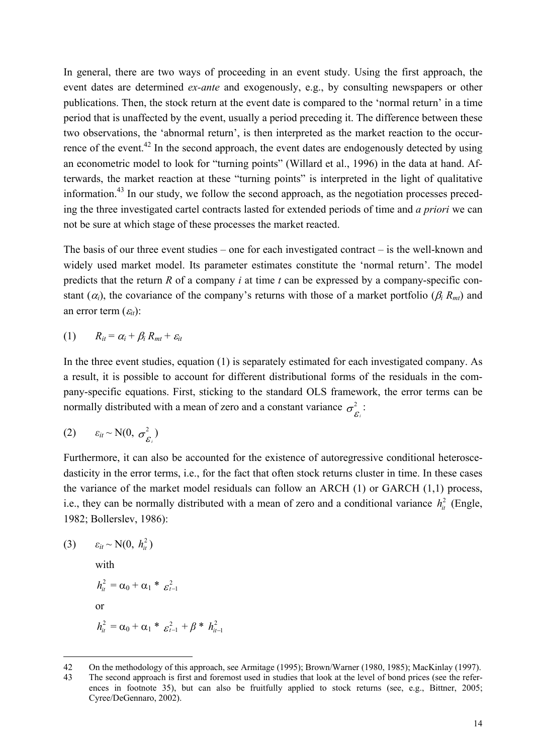In general, there are two ways of proceeding in an event study. Using the first approach, the event dates are determined *ex-ante* and exogenously, e.g., by consulting newspapers or other publications. Then, the stock return at the event date is compared to the 'normal return' in a time period that is unaffected by the event, usually a period preceding it. The difference between these two observations, the 'abnormal return', is then interpreted as the market reaction to the occurrence of the event.[42] In the second approach, the event dates are endogenously detected by using an econometric model to look for "turning points" (Willard et al., 1996) in the data at hand. Afterwards, the market reaction at these "turning points" is interpreted in the light of qualitative information.[43] In our study, we follow the second approach, as the negotiation processes preceding the three investigated cartel contracts lasted for extended periods of time and *a priori* we can not be sure at which stage of these processes the market reacted.

The basis of our three event studies – one for each investigated contract – is the well-known and widely used market model. Its parameter estimates constitute the 'normal return'. The model predicts that the return $R$ of a company $i$ at time $t$ can be expressed by a company-specific constant ($\alpha_i$), the covariance of the company's returns with those of a market portfolio ($\beta_i R_{mt}$) and an error term ($\varepsilon_{it}$):

$$(1) \qquad R_{it} = \alpha_i + \beta_i R_{mt} + \varepsilon_{it}$$

In the three event studies, equation (1) is separately estimated for each investigated company. As a result, it is possible to account for different distributional forms of the residuals in the company-specific equations. First, sticking to the standard OLS framework, the error terms can be normally distributed with a mean of zero and a constant variance $\sigma^2_{\varepsilon_i}$:

$$(2) \qquad \varepsilon_{it} \sim N(0, \sigma^2_{\varepsilon_i})$$

Furthermore, it can also be accounted for the existence of autoregressive conditional heteroscedasticity in the error terms, i.e., for the fact that often stock returns cluster in time. In these cases the variance of the market model residuals can follow an ARCH (1) or GARCH (1,1) process, i.e., they can be normally distributed with a mean of zero and a conditional variance $h^2_{it}$ (Engle, 1982; Bollerslev, 1986):

$$(3) \qquad \varepsilon_{it} \sim N(0, h^2_{it})$$

with

$$h^2_{it} = \alpha_0 + \alpha_1 * \varepsilon^2_{t-1}$$

or

$$h^2_{it} = \alpha_0 + \alpha_1 * \varepsilon^2_{t-1} + \beta * h^2_{it-1}$$

---

42 On the methodology of this approach, see Armitage (1995); Brown/Warner (1980, 1985); MacKinlay (1997).

43 The second approach is first and foremost used in studies that look at the level of bond prices (see the references in footnote 35), but can also be fruitfully applied to stock returns (see, e.g., Bittner, 2005; Cyree/DeGennaro, 2002).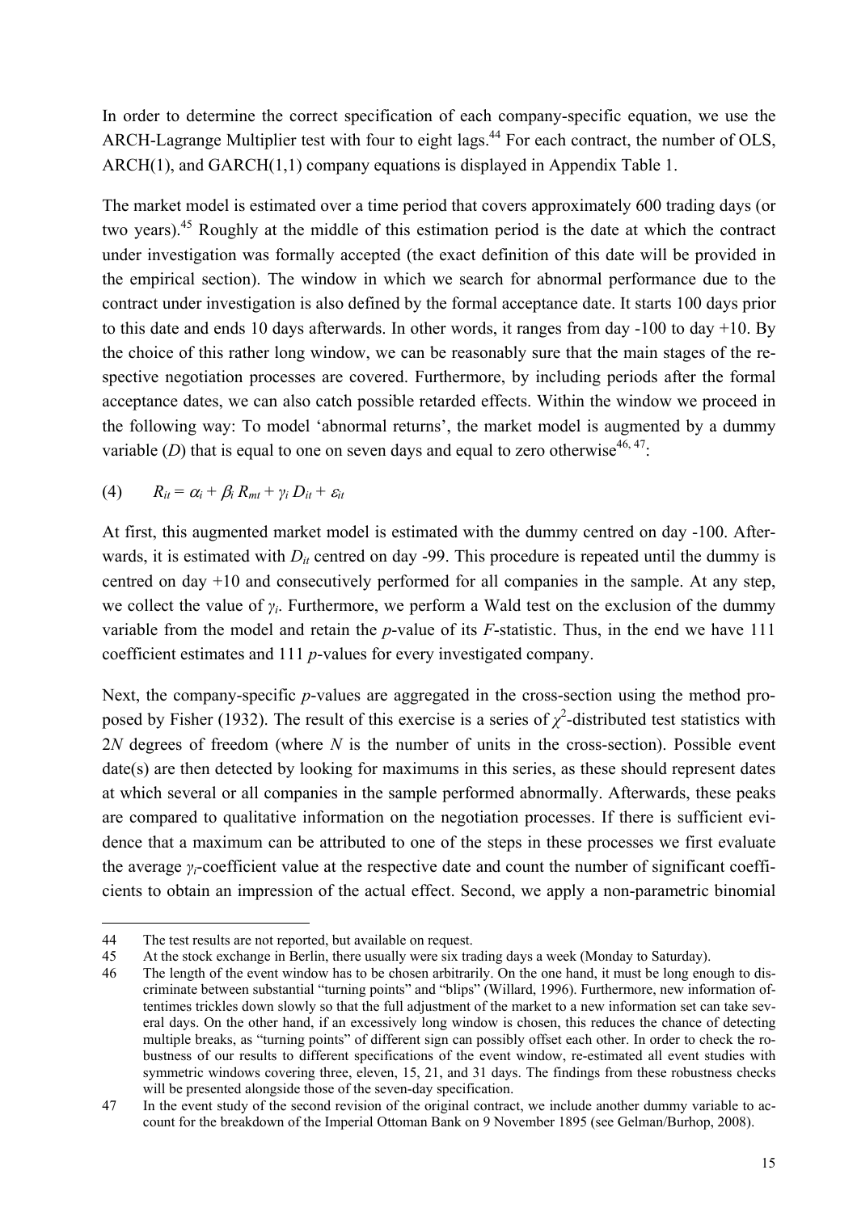In order to determine the correct specification of each company-specific equation, we use the ARCH-Lagrange Multiplier test with four to eight lags.[44] For each contract, the number of OLS, ARCH(1), and GARCH(1,1) company equations is displayed in Appendix Table 1.

The market model is estimated over a time period that covers approximately 600 trading days (or two years).[45] Roughly at the middle of this estimation period is the date at which the contract under investigation was formally accepted (the exact definition of this date will be provided in the empirical section). The window in which we search for abnormal performance due to the contract under investigation is also defined by the formal acceptance date. It starts 100 days prior to this date and ends 10 days afterwards. In other words, it ranges from day -100 to day +10. By the choice of this rather long window, we can be reasonably sure that the main stages of the respective negotiation processes are covered. Furthermore, by including periods after the formal acceptance dates, we can also catch possible retarded effects. Within the window we proceed in the following way: To model 'abnormal returns', the market model is augmented by a dummy variable ($D$) that is equal to one on seven days and equal to zero otherwise[46, 47]:

$$(4) \qquad R_{it} = \alpha_i + \beta_i R_{mt} + \gamma_i D_{it} + \varepsilon_{it}$$

At first, this augmented market model is estimated with the dummy centred on day -100. Afterwards, it is estimated with $D_{it}$ centred on day -99. This procedure is repeated until the dummy is centred on day +10 and consecutively performed for all companies in the sample. At any step, we collect the value of $\gamma_i$. Furthermore, we perform a Wald test on the exclusion of the dummy variable from the model and retain the $p$-value of its $F$-statistic. Thus, in the end we have 111 coefficient estimates and 111 $p$-values for every investigated company.

Next, the company-specific $p$-values are aggregated in the cross-section using the method proposed by Fisher (1932). The result of this exercise is a series of $\chi^2$-distributed test statistics with $2N$ degrees of freedom (where $N$ is the number of units in the cross-section). Possible event date(s) are then detected by looking for maximums in this series, as these should represent dates at which several or all companies in the sample performed abnormally. Afterwards, these peaks are compared to qualitative information on the negotiation processes. If there is sufficient evidence that a maximum can be attributed to one of the steps in these processes we first evaluate the average $\gamma_i$-coefficient value at the respective date and count the number of significant coefficients to obtain an impression of the actual effect. Second, we apply a non-parametric binomial

---

44 The test results are not reported, but available on request.

45 At the stock exchange in Berlin, there usually were six trading days a week (Monday to Saturday).

46 The length of the event window has to be chosen arbitrarily. On the one hand, it must be long enough to discriminate between substantial "turning points" and "blips" (Willard, 1996). Furthermore, new information oftentimes trickles down slowly so that the full adjustment of the market to a new information set can take several days. On the other hand, if an excessively long window is chosen, this reduces the chance of detecting multiple breaks, as "turning points" of different sign can possibly offset each other. In order to check the robustness of our results to different specifications of the event window, re-estimated all event studies with symmetric windows covering three, eleven, 15, 21, and 31 days. The findings from these robustness checks will be presented alongside those of the seven-day specification.

47 In the event study of the second revision of the original contract, we include another dummy variable to account for the breakdown of the Imperial Ottoman Bank on 9 November 1895 (see Gelman/Burhop, 2008).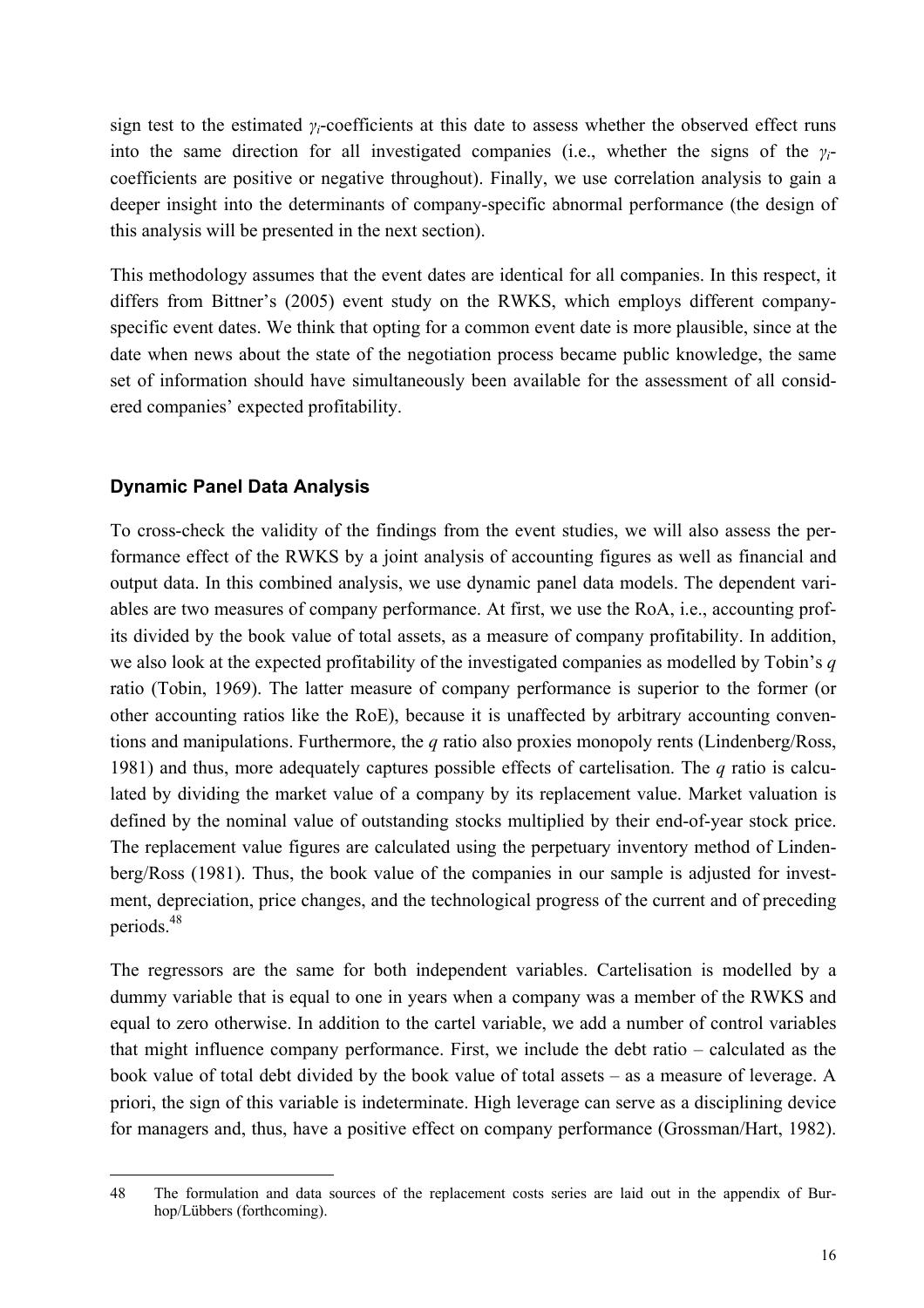sign test to the estimated $\gamma_i$-coefficients at this date to assess whether the observed effect runs into the same direction for all investigated companies (i.e., whether the signs of the $\gamma_i$-coefficients are positive or negative throughout). Finally, we use correlation analysis to gain a deeper insight into the determinants of company-specific abnormal performance (the design of this analysis will be presented in the next section).

This methodology assumes that the event dates are identical for all companies. In this respect, it differs from Bittner's (2005) event study on the RWKS, which employs different company-specific event dates. We think that opting for a common event date is more plausible, since at the date when news about the state of the negotiation process became public knowledge, the same set of information should have simultaneously been available for the assessment of all considered companies' expected profitability.

### Dynamic Panel Data Analysis

To cross-check the validity of the findings from the event studies, we will also assess the performance effect of the RWKS by a joint analysis of accounting figures as well as financial and output data. In this combined analysis, we use dynamic panel data models. The dependent variables are two measures of company performance. At first, we use the RoA, i.e., accounting profits divided by the book value of total assets, as a measure of company profitability. In addition, we also look at the expected profitability of the investigated companies as modelled by Tobin's $q$ ratio (Tobin, 1969). The latter measure of company performance is superior to the former (or other accounting ratios like the RoE), because it is unaffected by arbitrary accounting conventions and manipulations. Furthermore, the $q$ ratio also proxies monopoly rents (Lindenberg/Ross, 1981) and thus, more adequately captures possible effects of cartelisation. The $q$ ratio is calculated by dividing the market value of a company by its replacement value. Market valuation is defined by the nominal value of outstanding stocks multiplied by their end-of-year stock price. The replacement value figures are calculated using the perpetuary inventory method of Lindenberg/Ross (1981). Thus, the book value of the companies in our sample is adjusted for investment, depreciation, price changes, and the technological progress of the current and of preceding periods.[48]

The regressors are the same for both independent variables. Cartelisation is modelled by a dummy variable that is equal to one in years when a company was a member of the RWKS and equal to zero otherwise. In addition to the cartel variable, we add a number of control variables that might influence company performance. First, we include the debt ratio – calculated as the book value of total debt divided by the book value of total assets – as a measure of leverage. A priori, the sign of this variable is indeterminate. High leverage can serve as a disciplining device for managers and, thus, have a positive effect on company performance (Grossman/Hart, 1982).

---

48 The formulation and data sources of the replacement costs series are laid out in the appendix of Burhop/Lübbers (forthcoming).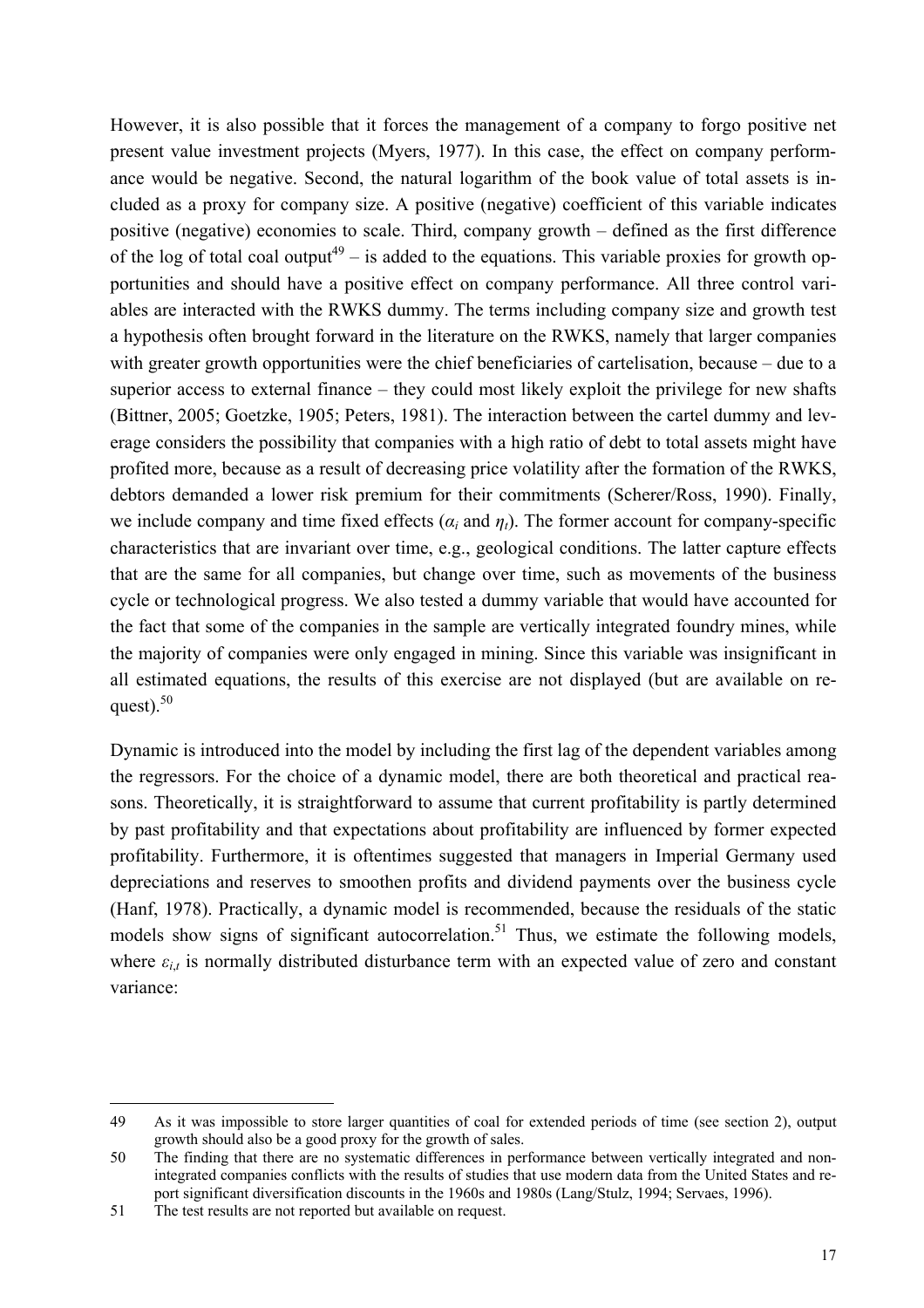However, it is also possible that it forces the management of a company to forgo positive net present value investment projects (Myers, 1977). In this case, the effect on company performance would be negative. Second, the natural logarithm of the book value of total assets is included as a proxy for company size. A positive (negative) coefficient of this variable indicates positive (negative) economies to scale. Third, company growth – defined as the first difference of the log of total coal output[49] – is added to the equations. This variable proxies for growth opportunities and should have a positive effect on company performance. All three control variables are interacted with the RWKS dummy. The terms including company size and growth test a hypothesis often brought forward in the literature on the RWKS, namely that larger companies with greater growth opportunities were the chief beneficiaries of cartelisation, because – due to a superior access to external finance – they could most likely exploit the privilege for new shafts (Bittner, 2005; Goetzke, 1905; Peters, 1981). The interaction between the cartel dummy and leverage considers the possibility that companies with a high ratio of debt to total assets might have profited more, because as a result of decreasing price volatility after the formation of the RWKS, debtors demanded a lower risk premium for their commitments (Scherer/Ross, 1990). Finally, we include company and time fixed effects ($\alpha_i$ and $\eta_t$). The former account for company-specific characteristics that are invariant over time, e.g., geological conditions. The latter capture effects that are the same for all companies, but change over time, such as movements of the business cycle or technological progress. We also tested a dummy variable that would have accounted for the fact that some of the companies in the sample are vertically integrated foundry mines, while the majority of companies were only engaged in mining. Since this variable was insignificant in all estimated equations, the results of this exercise are not displayed (but are available on request).[50]

Dynamic is introduced into the model by including the first lag of the dependent variables among the regressors. For the choice of a dynamic model, there are both theoretical and practical reasons. Theoretically, it is straightforward to assume that current profitability is partly determined by past profitability and that expectations about profitability are influenced by former expected profitability. Furthermore, it is oftentimes suggested that managers in Imperial Germany used depreciations and reserves to smoothen profits and dividend payments over the business cycle (Hanf, 1978). Practically, a dynamic model is recommended, because the residuals of the static models show signs of significant autocorrelation.[51] Thus, we estimate the following models, where $\varepsilon_{i,t}$ is normally distributed disturbance term with an expected value of zero and constant variance:

---

49 As it was impossible to store larger quantities of coal for extended periods of time (see section 2), output growth should also be a good proxy for the growth of sales.

50 The finding that there are no systematic differences in performance between vertically integrated and non-integrated companies conflicts with the results of studies that use modern data from the United States and report significant diversification discounts in the 1960s and 1980s (Lang/Stulz, 1994; Servaes, 1996).

51 The test results are not reported but available on request.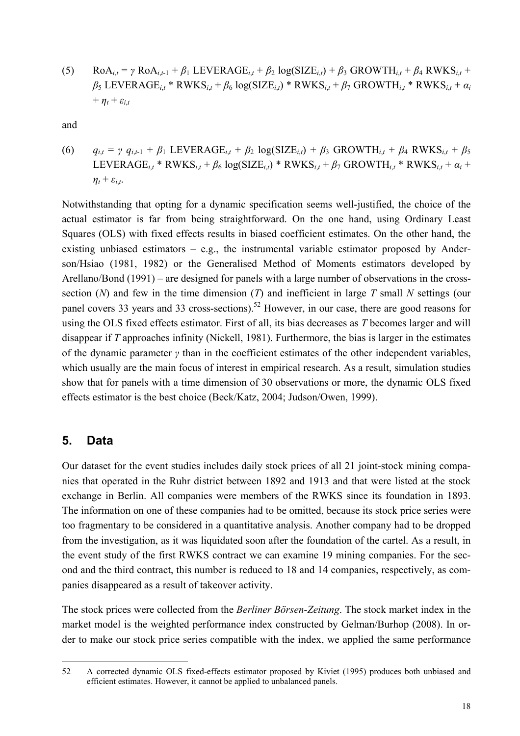$$\text{(5)} \quad \text{RoA}_{i,t} = \gamma \, \text{RoA}_{i,t\text{-}1} + \beta_1 \, \text{LEVERAGE}_{i,t} + \beta_2 \, \log(\text{SIZE}_{i,t}) + \beta_3 \, \text{GROWTH}_{i,t} + \beta_4 \, \text{RWKS}_{i,t} + \beta_5 \, \text{LEVERAGE}_{i,t} * \text{RWKS}_{i,t} + \beta_6 \, \log(\text{SIZE}_{i,t}) * \text{RWKS}_{i,t} + \beta_7 \, \text{GROWTH}_{i,t} * \text{RWKS}_{i,t} + \alpha_i + \eta_t + \varepsilon_{i,t}$$

and

$$\text{(6)} \quad q_{i,t} = \gamma \, q_{i,t\text{-}1} + \beta_1 \, \text{LEVERAGE}_{i,t} + \beta_2 \, \log(\text{SIZE}_{i,t}) + \beta_3 \, \text{GROWTH}_{i,t} + \beta_4 \, \text{RWKS}_{i,t} + \beta_5 \, \text{LEVERAGE}_{i,t} * \text{RWKS}_{i,t} + \beta_6 \, \log(\text{SIZE}_{i,t}) * \text{RWKS}_{i,t} + \beta_7 \, \text{GROWTH}_{i,t} * \text{RWKS}_{i,t} + \alpha_i + \eta_t + \varepsilon_{i,t}.$$

Notwithstanding that opting for a dynamic specification seems well-justified, the choice of the actual estimator is far from being straightforward. On the one hand, using Ordinary Least Squares (OLS) with fixed effects results in biased coefficient estimates. On the other hand, the existing unbiased estimators – e.g., the instrumental variable estimator proposed by Anderson/Hsiao (1981, 1982) or the Generalised Method of Moments estimators developed by Arellano/Bond (1991) – are designed for panels with a large number of observations in the cross-section ($N$) and few in the time dimension ($T$) and inefficient in large $T$ small $N$ settings (our panel covers 33 years and 33 cross-sections).[52] However, in our case, there are good reasons for using the OLS fixed effects estimator. First of all, its bias decreases as $T$ becomes larger and will disappear if $T$ approaches infinity (Nickell, 1981). Furthermore, the bias is larger in the estimates of the dynamic parameter $\gamma$ than in the coefficient estimates of the other independent variables, which usually are the main focus of interest in empirical research. As a result, simulation studies show that for panels with a time dimension of 30 observations or more, the dynamic OLS fixed effects estimator is the best choice (Beck/Katz, 2004; Judson/Owen, 1999).

## 5. Data

Our dataset for the event studies includes daily stock prices of all 21 joint-stock mining companies that operated in the Ruhr district between 1892 and 1913 and that were listed at the stock exchange in Berlin. All companies were members of the RWKS since its foundation in 1893. The information on one of these companies had to be omitted, because its stock price series were too fragmentary to be considered in a quantitative analysis. Another company had to be dropped from the investigation, as it was liquidated soon after the foundation of the cartel. As a result, in the event study of the first RWKS contract we can examine 19 mining companies. For the second and the third contract, this number is reduced to 18 and 14 companies, respectively, as companies disappeared as a result of takeover activity.

The stock prices were collected from the *Berliner Börsen-Zeitung*. The stock market index in the market model is the weighted performance index constructed by Gelman/Burhop (2008). In order to make our stock price series compatible with the index, we applied the same performance

---

52 A corrected dynamic OLS fixed-effects estimator proposed by Kiviet (1995) produces both unbiased and efficient estimates. However, it cannot be applied to unbalanced panels.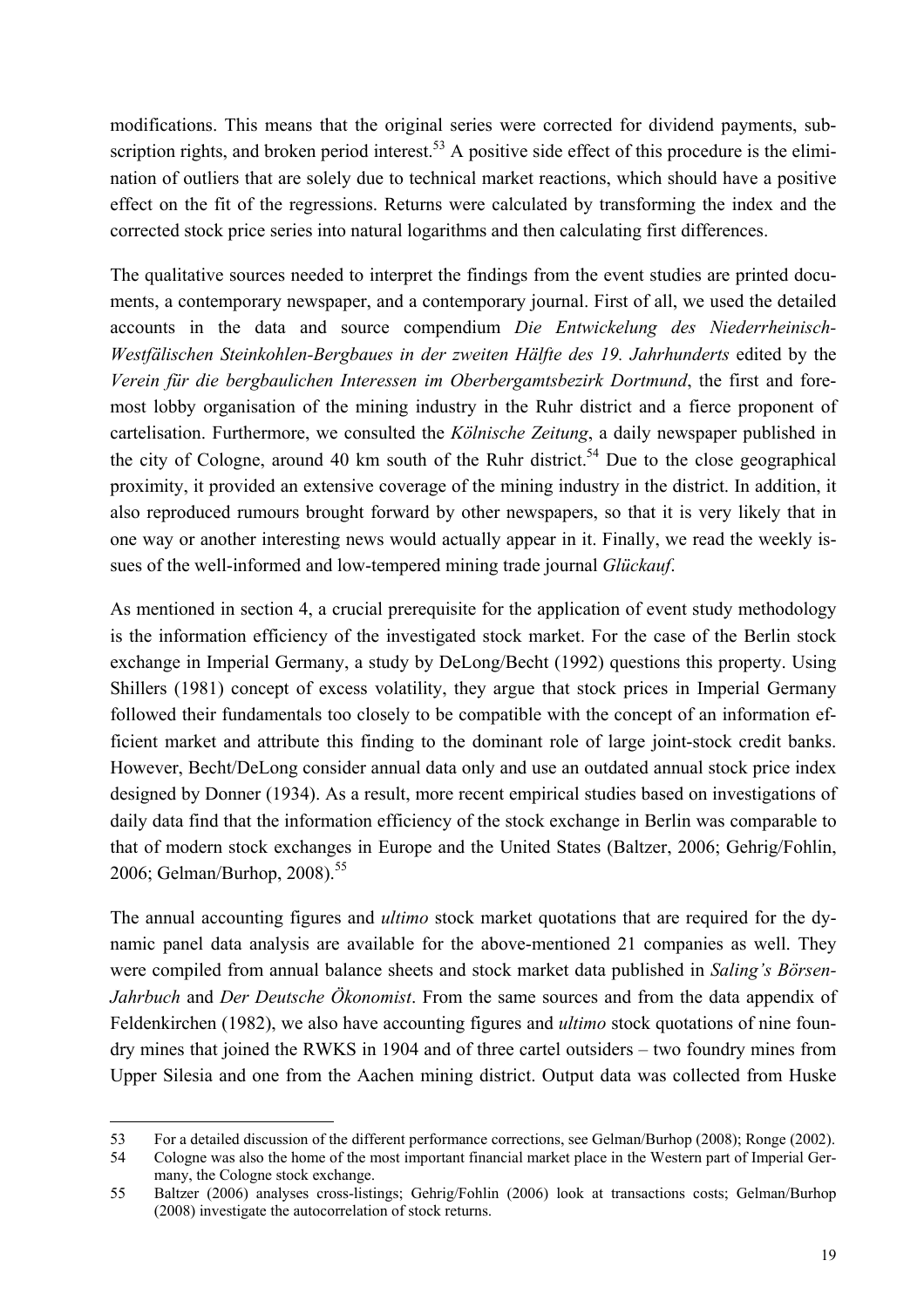modifications. This means that the original series were corrected for dividend payments, subscription rights, and broken period interest.[53] A positive side effect of this procedure is the elimination of outliers that are solely due to technical market reactions, which should have a positive effect on the fit of the regressions. Returns were calculated by transforming the index and the corrected stock price series into natural logarithms and then calculating first differences.

The qualitative sources needed to interpret the findings from the event studies are printed documents, a contemporary newspaper, and a contemporary journal. First of all, we used the detailed accounts in the data and source compendium *Die Entwickelung des Niederrheinisch-Westfälischen Steinkohlen-Bergbaues in der zweiten Hälfte des 19. Jahrhunderts* edited by the *Verein für die bergbaulichen Interessen im Oberbergamtsbezirk Dortmund*, the first and foremost lobby organisation of the mining industry in the Ruhr district and a fierce proponent of cartelisation. Furthermore, we consulted the *Kölnische Zeitung*, a daily newspaper published in the city of Cologne, around 40 km south of the Ruhr district.[54] Due to the close geographical proximity, it provided an extensive coverage of the mining industry in the district. In addition, it also reproduced rumours brought forward by other newspapers, so that it is very likely that in one way or another interesting news would actually appear in it. Finally, we read the weekly issues of the well-informed and low-tempered mining trade journal *Glückauf*.

As mentioned in section 4, a crucial prerequisite for the application of event study methodology is the information efficiency of the investigated stock market. For the case of the Berlin stock exchange in Imperial Germany, a study by DeLong/Becht (1992) questions this property. Using Shillers (1981) concept of excess volatility, they argue that stock prices in Imperial Germany followed their fundamentals too closely to be compatible with the concept of an information efficient market and attribute this finding to the dominant role of large joint-stock credit banks. However, Becht/DeLong consider annual data only and use an outdated annual stock price index designed by Donner (1934). As a result, more recent empirical studies based on investigations of daily data find that the information efficiency of the stock exchange in Berlin was comparable to that of modern stock exchanges in Europe and the United States (Baltzer, 2006; Gehrig/Fohlin, 2006; Gelman/Burhop, 2008).[55]

The annual accounting figures and *ultimo* stock market quotations that are required for the dynamic panel data analysis are available for the above-mentioned 21 companies as well. They were compiled from annual balance sheets and stock market data published in *Saling's Börsen-Jahrbuch* and *Der Deutsche Ökonomist*. From the same sources and from the data appendix of Feldenkirchen (1982), we also have accounting figures and *ultimo* stock quotations of nine foundry mines that joined the RWKS in 1904 and of three cartel outsiders – two foundry mines from Upper Silesia and one from the Aachen mining district. Output data was collected from Huske

---

53 For a detailed discussion of the different performance corrections, see Gelman/Burhop (2008); Ronge (2002).

54 Cologne was also the home of the most important financial market place in the Western part of Imperial Germany, the Cologne stock exchange.

55 Baltzer (2006) analyses cross-listings; Gehrig/Fohlin (2006) look at transactions costs; Gelman/Burhop (2008) investigate the autocorrelation of stock returns.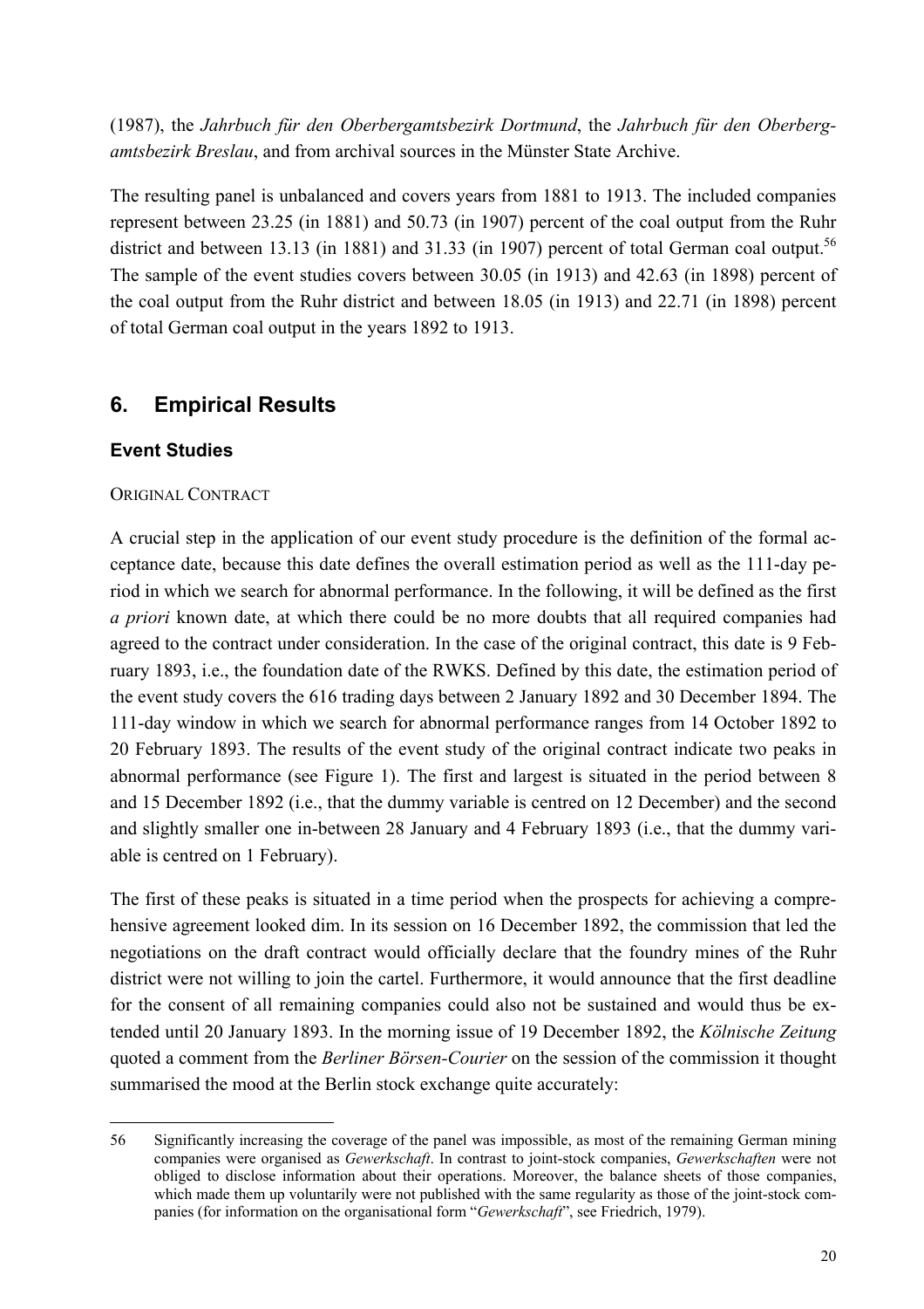(1987), the *Jahrbuch für den Oberbergamtsbezirk Dortmund*, the *Jahrbuch für den Oberbergamtsbezirk Breslau*, and from archival sources in the Münster State Archive.

The resulting panel is unbalanced and covers years from 1881 to 1913. The included companies represent between 23.25 (in 1881) and 50.73 (in 1907) percent of the coal output from the Ruhr district and between 13.13 (in 1881) and 31.33 (in 1907) percent of total German coal output.[56] The sample of the event studies covers between 30.05 (in 1913) and 42.63 (in 1898) percent of the coal output from the Ruhr district and between 18.05 (in 1913) and 22.71 (in 1898) percent of total German coal output in the years 1892 to 1913.

## 6. Empirical Results

### Event Studies

ORIGINAL CONTRACT

A crucial step in the application of our event study procedure is the definition of the formal acceptance date, because this date defines the overall estimation period as well as the 111-day period in which we search for abnormal performance. In the following, it will be defined as the first *a priori* known date, at which there could be no more doubts that all required companies had agreed to the contract under consideration. In the case of the original contract, this date is 9 February 1893, i.e., the foundation date of the RWKS. Defined by this date, the estimation period of the event study covers the 616 trading days between 2 January 1892 and 30 December 1894. The 111-day window in which we search for abnormal performance ranges from 14 October 1892 to 20 February 1893. The results of the event study of the original contract indicate two peaks in abnormal performance (see Figure 1). The first and largest is situated in the period between 8 and 15 December 1892 (i.e., that the dummy variable is centred on 12 December) and the second and slightly smaller one in-between 28 January and 4 February 1893 (i.e., that the dummy variable is centred on 1 February).

The first of these peaks is situated in a time period when the prospects for achieving a comprehensive agreement looked dim. In its session on 16 December 1892, the commission that led the negotiations on the draft contract would officially declare that the foundry mines of the Ruhr district were not willing to join the cartel. Furthermore, it would announce that the first deadline for the consent of all remaining companies could also not be sustained and would thus be extended until 20 January 1893. In the morning issue of 19 December 1892, the *Kölnische Zeitung* quoted a comment from the *Berliner Börsen-Courier* on the session of the commission it thought summarised the mood at the Berlin stock exchange quite accurately:

---

56 Significantly increasing the coverage of the panel was impossible, as most of the remaining German mining companies were organised as *Gewerkschaft*. In contrast to joint-stock companies, *Gewerkschaften* were not obliged to disclose information about their operations. Moreover, the balance sheets of those companies, which made them up voluntarily were not published with the same regularity as those of the joint-stock companies (for information on the organisational form "*Gewerkschaft*", see Friedrich, 1979).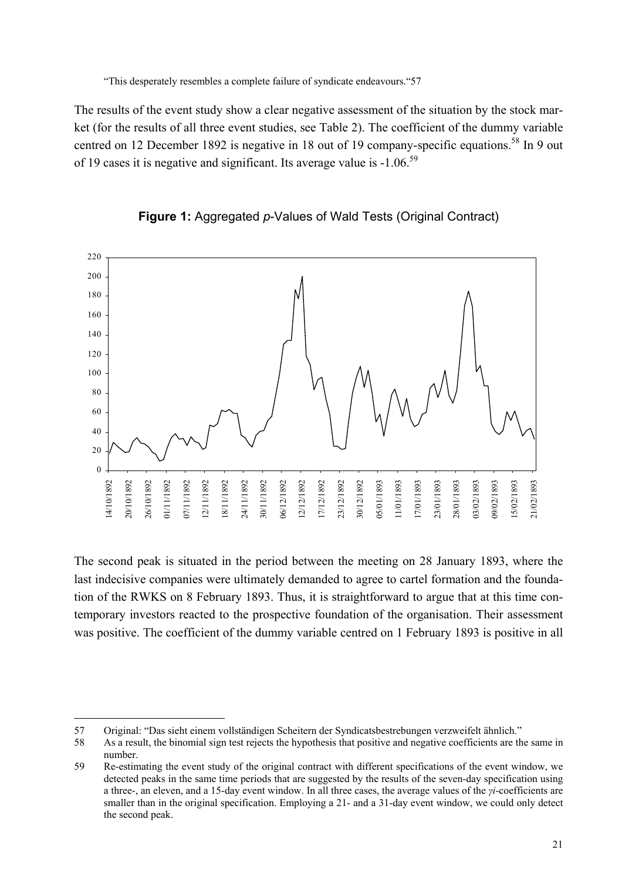"This desperately resembles a complete failure of syndicate endeavours."57

The results of the event study show a clear negative assessment of the situation by the stock market (for the results of all three event studies, see Table 2). The coefficient of the dummy variable centred on 12 December 1892 is negative in 18 out of 19 company-specific equations.[58] In 9 out of 19 cases it is negative and significant. Its average value is -1.06.[59]

**Figure 1:** Aggregated *p*-Values of Wald Tests (Original Contract)

The second peak is situated in the period between the meeting on 28 January 1893, where the last indecisive companies were ultimately demanded to agree to cartel formation and the foundation of the RWKS on 8 February 1893. Thus, it is straightforward to argue that at this time contemporary investors reacted to the prospective foundation of the organisation. Their assessment was positive. The coefficient of the dummy variable centred on 1 February 1893 is positive in all

---

57 Original: "Das sieht einem vollständigen Scheitern der Syndicatsbestrebungen verzweifelt ähnlich."

58 As a result, the binomial sign test rejects the hypothesis that positive and negative coefficients are the same in number.

59 Re-estimating the event study of the original contract with different specifications of the event window, we detected peaks in the same time periods that are suggested by the results of the seven-day specification using a three-, an eleven, and a 15-day event window. In all three cases, the average values of the $\gamma i$-coefficients are smaller than in the original specification. Employing a 21- and a 31-day event window, we could only detect the second peak.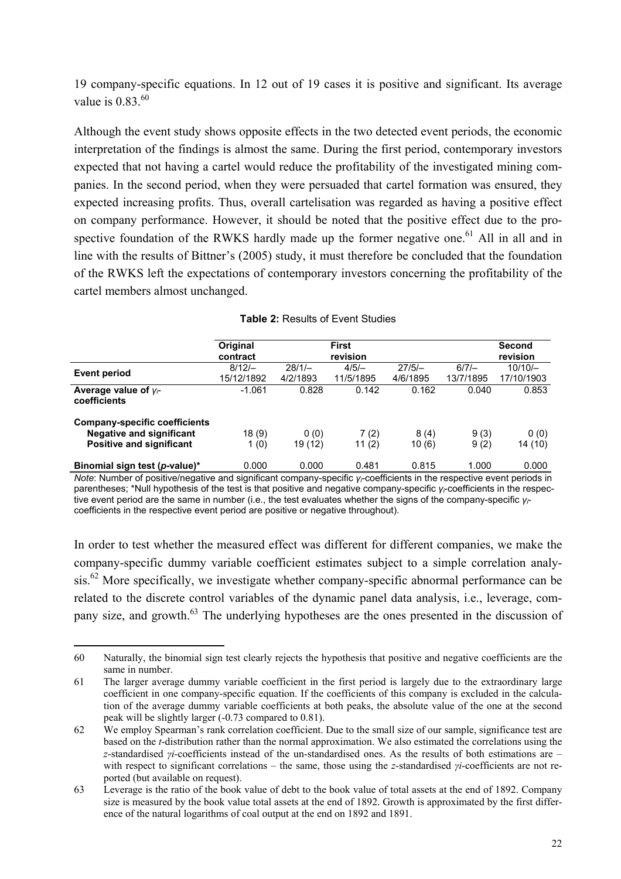19 company-specific equations. In 12 out of 19 cases it is positive and significant. Its average value is 0.83.[60]

Although the event study shows opposite effects in the two detected event periods, the economic interpretation of the findings is almost the same. During the first period, contemporary investors expected that not having a cartel would reduce the profitability of the investigated mining companies. In the second period, when they were persuaded that cartel formation was ensured, they expected increasing profits. Thus, overall cartelisation was regarded as having a positive effect on company performance. However, it should be noted that the positive effect due to the prospective foundation of the RWKS hardly made up the former negative one.[61] All in all and in line with the results of Bittner's (2005) study, it must therefore be concluded that the foundation of the RWKS left the expectations of contemporary investors concerning the profitability of the cartel members almost unchanged.

**Table 2:** Results of Event Studies

| | Original contract | First revision | | | | Second revision |
|---|---|---|---|---|---|---|
| **Event period** | 8/12/– 15/12/1892 | 28/1/– 4/2/1893 | 4/5/– 11/5/1895 | 27/5/– 4/6/1895 | 6/7/– 13/7/1895 | 10/10/– 17/10/1903 |
| **Average value of $\gamma_i$-coefficients** | -1.061 | 0.828 | 0.142 | 0.162 | 0.040 | 0.853 |
| **Company-specific coefficients** | | | | | | |
| **Negative and significant** | 18 (9) | 0 (0) | 7 (2) | 8 (4) | 9 (3) | 0 (0) |
| **Positive and significant** | 1 (0) | 19 (12) | 11 (2) | 10 (6) | 9 (2) | 14 (10) |
| **Binomial sign test (*p*-value)*** | 0.000 | 0.000 | 0.481 | 0.815 | 1.000 | 0.000 |

*Note*: Number of positive/negative and significant company-specific $\gamma_i$-coefficients in the respective event periods in parentheses; *Null hypothesis of the test is that positive and negative company-specific $\gamma_i$-coefficients in the respective event period are the same in number (i.e., the test evaluates whether the signs of the company-specific $\gamma_i$-coefficients in the respective event period are positive or negative throughout).

In order to test whether the measured effect was different for different companies, we make the company-specific dummy variable coefficient estimates subject to a simple correlation analysis.[62] More specifically, we investigate whether company-specific abnormal performance can be related to the discrete control variables of the dynamic panel data analysis, i.e., leverage, company size, and growth.[63] The underlying hypotheses are the ones presented in the discussion of

---

60 Naturally, the binomial sign test clearly rejects the hypothesis that positive and negative coefficients are the same in number.

61 The larger average dummy variable coefficient in the first period is largely due to the extraordinary large coefficient in one company-specific equation. If the coefficients of this company is excluded in the calculation of the average dummy variable coefficients at both peaks, the absolute value of the one at the second peak will be slightly larger (-0.73 compared to 0.81).

62 We employ Spearman's rank correlation coefficient. Due to the small size of our sample, significance test are based on the *t*-distribution rather than the normal approximation. We also estimated the correlations using the *z*-standardised $\gamma i$-coefficients instead of the un-standardised ones. As the results of both estimations are – with respect to significant correlations – the same, those using the *z*-standardised $\gamma i$-coefficients are not reported (but available on request).

63 Leverage is the ratio of the book value of debt to the book value of total assets at the end of 1892. Company size is measured by the book value total assets at the end of 1892. Growth is approximated by the first difference of the natural logarithms of coal output at the end on 1892 and 1891.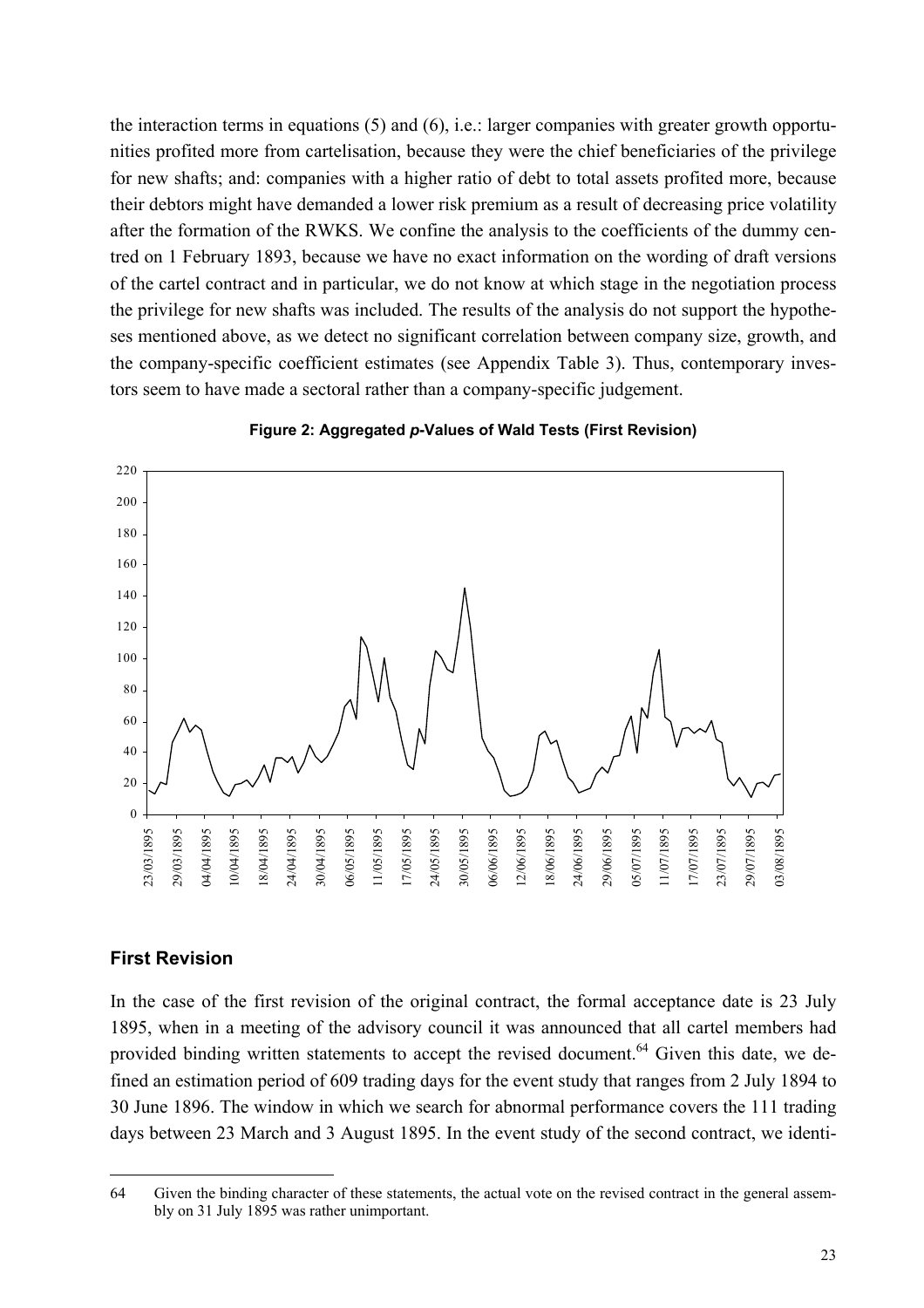the interaction terms in equations (5) and (6), i.e.: larger companies with greater growth opportunities profited more from cartelisation, because they were the chief beneficiaries of the privilege for new shafts; and: companies with a higher ratio of debt to total assets profited more, because their debtors might have demanded a lower risk premium as a result of decreasing price volatility after the formation of the RWKS. We confine the analysis to the coefficients of the dummy centred on 1 February 1893, because we have no exact information on the wording of draft versions of the cartel contract and in particular, we do not know at which stage in the negotiation process the privilege for new shafts was included. The results of the analysis do not support the hypotheses mentioned above, as we detect no significant correlation between company size, growth, and the company-specific coefficient estimates (see Appendix Table 3). Thus, contemporary investors seem to have made a sectoral rather than a company-specific judgement.

**Figure 2: Aggregated *p*-Values of Wald Tests (First Revision)**

## First Revision

In the case of the first revision of the original contract, the formal acceptance date is 23 July 1895, when in a meeting of the advisory council it was announced that all cartel members had provided binding written statements to accept the revised document.[64] Given this date, we defined an estimation period of 609 trading days for the event study that ranges from 2 July 1894 to 30 June 1896. The window in which we search for abnormal performance covers the 111 trading days between 23 March and 3 August 1895. In the event study of the second contract, we identi-

---

[64] Given the binding character of these statements, the actual vote on the revised contract in the general assembly on 31 July 1895 was rather unimportant.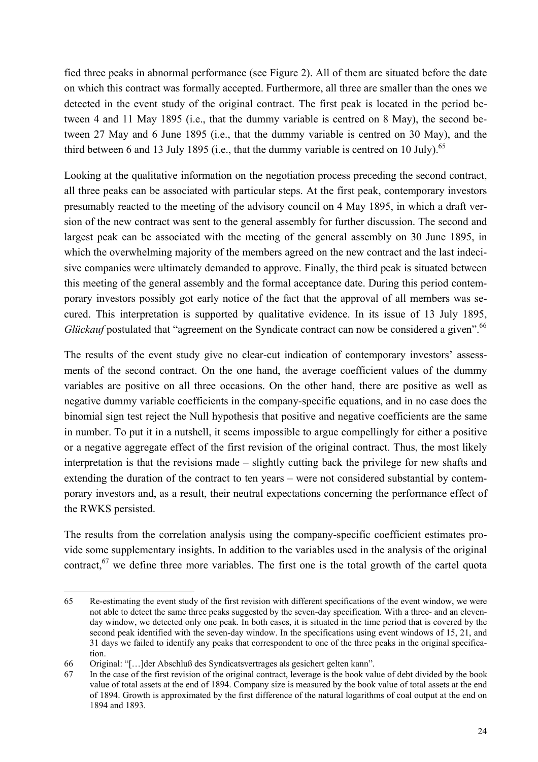fied three peaks in abnormal performance (see Figure 2). All of them are situated before the date on which this contract was formally accepted. Furthermore, all three are smaller than the ones we detected in the event study of the original contract. The first peak is located in the period between 4 and 11 May 1895 (i.e., that the dummy variable is centred on 8 May), the second between 27 May and 6 June 1895 (i.e., that the dummy variable is centred on 30 May), and the third between 6 and 13 July 1895 (i.e., that the dummy variable is centred on 10 July).[65]

Looking at the qualitative information on the negotiation process preceding the second contract, all three peaks can be associated with particular steps. At the first peak, contemporary investors presumably reacted to the meeting of the advisory council on 4 May 1895, in which a draft version of the new contract was sent to the general assembly for further discussion. The second and largest peak can be associated with the meeting of the general assembly on 30 June 1895, in which the overwhelming majority of the members agreed on the new contract and the last indecisive companies were ultimately demanded to approve. Finally, the third peak is situated between this meeting of the general assembly and the formal acceptance date. During this period contemporary investors possibly got early notice of the fact that the approval of all members was secured. This interpretation is supported by qualitative evidence. In its issue of 13 July 1895, *Glückauf* postulated that "agreement on the Syndicate contract can now be considered a given".[66]

The results of the event study give no clear-cut indication of contemporary investors' assessments of the second contract. On the one hand, the average coefficient values of the dummy variables are positive on all three occasions. On the other hand, there are positive as well as negative dummy variable coefficients in the company-specific equations, and in no case does the binomial sign test reject the Null hypothesis that positive and negative coefficients are the same in number. To put it in a nutshell, it seems impossible to argue compellingly for either a positive or a negative aggregate effect of the first revision of the original contract. Thus, the most likely interpretation is that the revisions made – slightly cutting back the privilege for new shafts and extending the duration of the contract to ten years – were not considered substantial by contemporary investors and, as a result, their neutral expectations concerning the performance effect of the RWKS persisted.

The results from the correlation analysis using the company-specific coefficient estimates provide some supplementary insights. In addition to the variables used in the analysis of the original contract,[67] we define three more variables. The first one is the total growth of the cartel quota

---

65 Re-estimating the event study of the first revision with different specifications of the event window, we were not able to detect the same three peaks suggested by the seven-day specification. With a three- and an eleven-day window, we detected only one peak. In both cases, it is situated in the time period that is covered by the second peak identified with the seven-day window. In the specifications using event windows of 15, 21, and 31 days we failed to identify any peaks that correspondent to one of the three peaks in the original specification.

66 Original: "[…]der Abschluß des Syndicatsvertrages als gesichert gelten kann".

67 In the case of the first revision of the original contract, leverage is the book value of debt divided by the book value of total assets at the end of 1894. Company size is measured by the book value of total assets at the end of 1894. Growth is approximated by the first difference of the natural logarithms of coal output at the end on 1894 and 1893.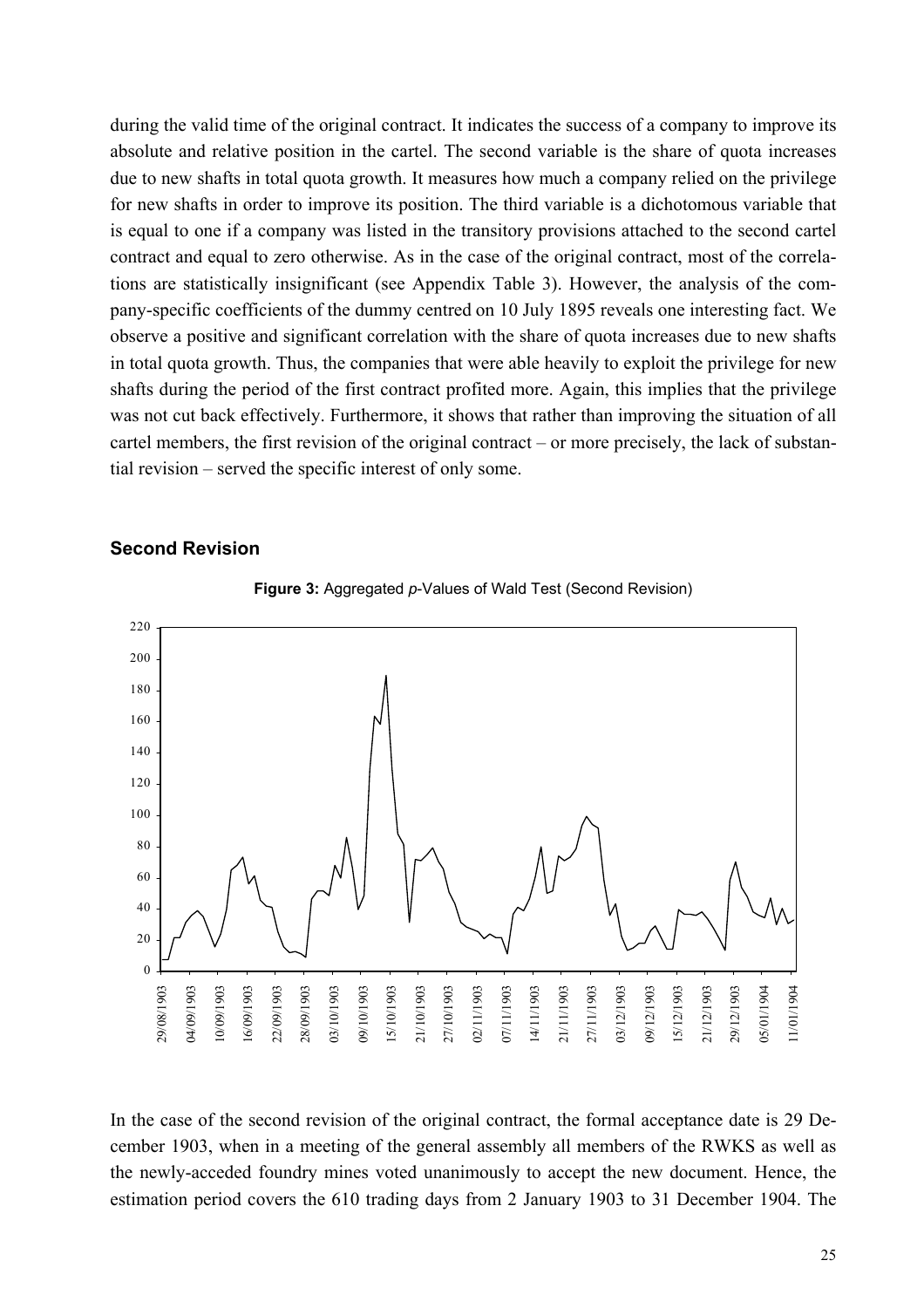during the valid time of the original contract. It indicates the success of a company to improve its absolute and relative position in the cartel. The second variable is the share of quota increases due to new shafts in total quota growth. It measures how much a company relied on the privilege for new shafts in order to improve its position. The third variable is a dichotomous variable that is equal to one if a company was listed in the transitory provisions attached to the second cartel contract and equal to zero otherwise. As in the case of the original contract, most of the correlations are statistically insignificant (see Appendix Table 3). However, the analysis of the company-specific coefficients of the dummy centred on 10 July 1895 reveals one interesting fact. We observe a positive and significant correlation with the share of quota increases due to new shafts in total quota growth. Thus, the companies that were able heavily to exploit the privilege for new shafts during the period of the first contract profited more. Again, this implies that the privilege was not cut back effectively. Furthermore, it shows that rather than improving the situation of all cartel members, the first revision of the original contract – or more precisely, the lack of substantial revision – served the specific interest of only some.

### Second Revision

**Figure 3:** Aggregated *p*-Values of Wald Test (Second Revision)

In the case of the second revision of the original contract, the formal acceptance date is 29 December 1903, when in a meeting of the general assembly all members of the RWKS as well as the newly-acceded foundry mines voted unanimously to accept the new document. Hence, the estimation period covers the 610 trading days from 2 January 1903 to 31 December 1904. The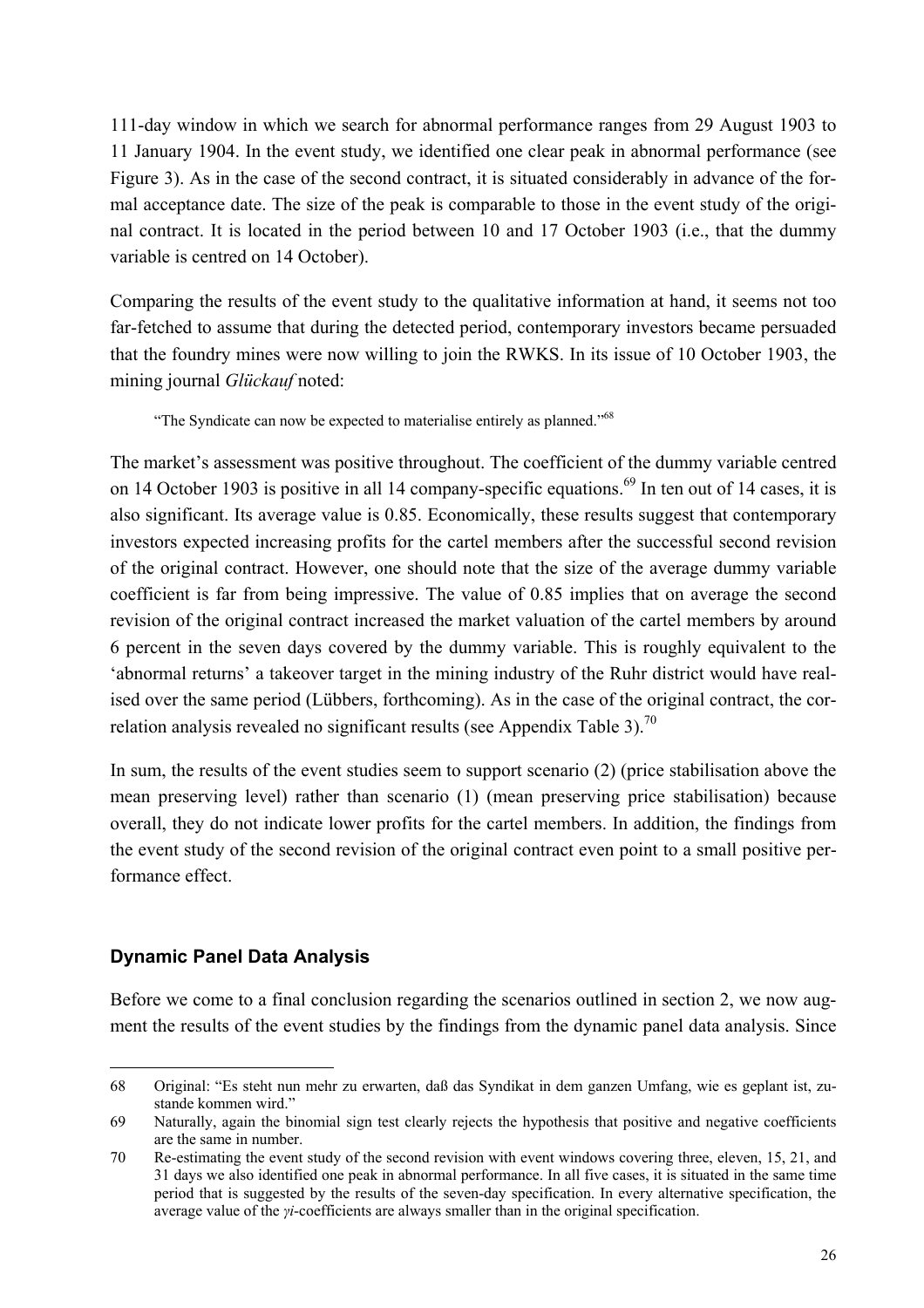111-day window in which we search for abnormal performance ranges from 29 August 1903 to 11 January 1904. In the event study, we identified one clear peak in abnormal performance (see Figure 3). As in the case of the second contract, it is situated considerably in advance of the formal acceptance date. The size of the peak is comparable to those in the event study of the original contract. It is located in the period between 10 and 17 October 1903 (i.e., that the dummy variable is centred on 14 October).

Comparing the results of the event study to the qualitative information at hand, it seems not too far-fetched to assume that during the detected period, contemporary investors became persuaded that the foundry mines were now willing to join the RWKS. In its issue of 10 October 1903, the mining journal *Glückauf* noted:

> "The Syndicate can now be expected to materialise entirely as planned."[68]

The market's assessment was positive throughout. The coefficient of the dummy variable centred on 14 October 1903 is positive in all 14 company-specific equations.[69] In ten out of 14 cases, it is also significant. Its average value is 0.85. Economically, these results suggest that contemporary investors expected increasing profits for the cartel members after the successful second revision of the original contract. However, one should note that the size of the average dummy variable coefficient is far from being impressive. The value of 0.85 implies that on average the second revision of the original contract increased the market valuation of the cartel members by around 6 percent in the seven days covered by the dummy variable. This is roughly equivalent to the 'abnormal returns' a takeover target in the mining industry of the Ruhr district would have realised over the same period (Lübbers, forthcoming). As in the case of the original contract, the correlation analysis revealed no significant results (see Appendix Table 3).[70]

In sum, the results of the event studies seem to support scenario (2) (price stabilisation above the mean preserving level) rather than scenario (1) (mean preserving price stabilisation) because overall, they do not indicate lower profits for the cartel members. In addition, the findings from the event study of the second revision of the original contract even point to a small positive performance effect.

### Dynamic Panel Data Analysis

Before we come to a final conclusion regarding the scenarios outlined in section 2, we now augment the results of the event studies by the findings from the dynamic panel data analysis. Since

---

68 Original: "Es steht nun mehr zu erwarten, daß das Syndikat in dem ganzen Umfang, wie es geplant ist, zustande kommen wird."

69 Naturally, again the binomial sign test clearly rejects the hypothesis that positive and negative coefficients are the same in number.

70 Re-estimating the event study of the second revision with event windows covering three, eleven, 15, 21, and 31 days we also identified one peak in abnormal performance. In all five cases, it is situated in the same time period that is suggested by the results of the seven-day specification. In every alternative specification, the average value of the $\gamma i$-coefficients are always smaller than in the original specification.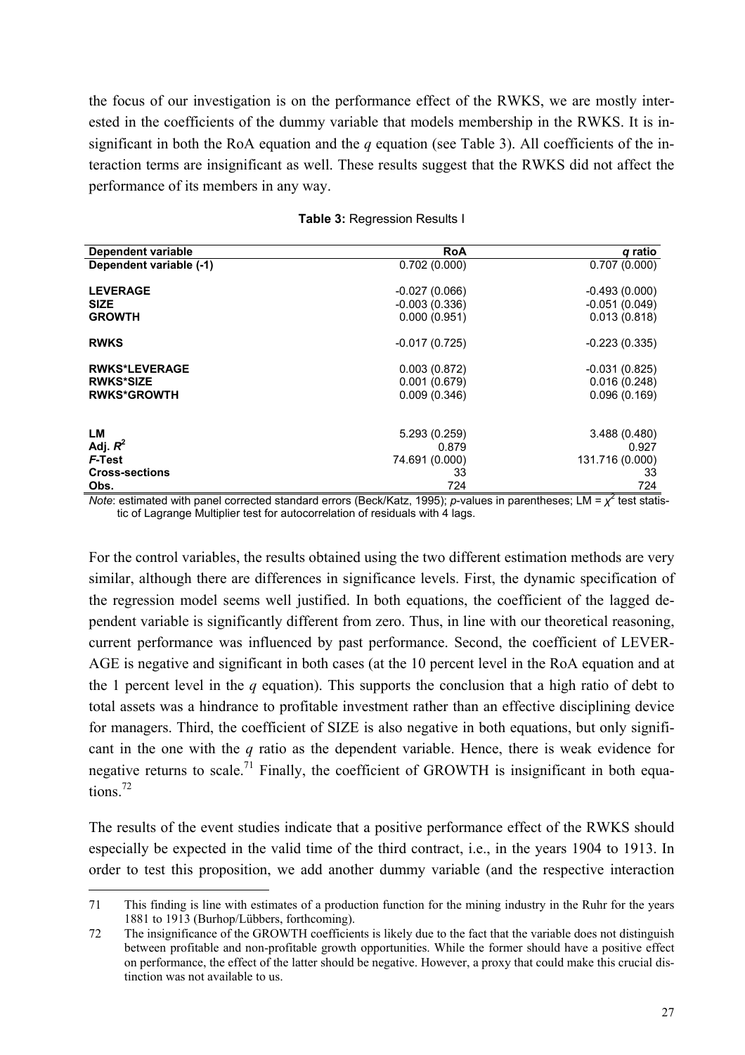the focus of our investigation is on the performance effect of the RWKS, we are mostly interested in the coefficients of the dummy variable that models membership in the RWKS. It is insignificant in both the RoA equation and the *q* equation (see Table 3). All coefficients of the interaction terms are insignificant as well. These results suggest that the RWKS did not affect the performance of its members in any way.

**Table 3:** Regression Results I

| Dependent variable | RoA | *q* ratio |
|---|---|---|
| **Dependent variable (-1)** | 0.702 (0.000) | 0.707 (0.000) |
| **LEVERAGE** | -0.027 (0.066) | -0.493 (0.000) |
| **SIZE** | -0.003 (0.336) | -0.051 (0.049) |
| **GROWTH** | 0.000 (0.951) | 0.013 (0.818) |
| **RWKS** | -0.017 (0.725) | -0.223 (0.335) |
| **RWKS*LEVERAGE** | 0.003 (0.872) | -0.031 (0.825) |
| **RWKS*SIZE** | 0.001 (0.679) | 0.016 (0.248) |
| **RWKS*GROWTH** | 0.009 (0.346) | 0.096 (0.169) |
| **LM** | 5.293 (0.259) | 3.488 (0.480) |
| **Adj. $R^2$** | 0.879 | 0.927 |
| ***F*-Test** | 74.691 (0.000) | 131.716 (0.000) |
| **Cross-sections** | 33 | 33 |
| **Obs.** | 724 | 724 |

*Note*: estimated with panel corrected standard errors (Beck/Katz, 1995); *p*-values in parentheses; LM = $\chi^2$ test statistic of Lagrange Multiplier test for autocorrelation of residuals with 4 lags.

For the control variables, the results obtained using the two different estimation methods are very similar, although there are differences in significance levels. First, the dynamic specification of the regression model seems well justified. In both equations, the coefficient of the lagged dependent variable is significantly different from zero. Thus, in line with our theoretical reasoning, current performance was influenced by past performance. Second, the coefficient of LEVERAGE is negative and significant in both cases (at the 10 percent level in the RoA equation and at the 1 percent level in the *q* equation). This supports the conclusion that a high ratio of debt to total assets was a hindrance to profitable investment rather than an effective disciplining device for managers. Third, the coefficient of SIZE is also negative in both equations, but only significant in the one with the *q* ratio as the dependent variable. Hence, there is weak evidence for negative returns to scale.[71] Finally, the coefficient of GROWTH is insignificant in both equations.[72]

The results of the event studies indicate that a positive performance effect of the RWKS should especially be expected in the valid time of the third contract, i.e., in the years 1904 to 1913. In order to test this proposition, we add another dummy variable (and the respective interaction

---

71 This finding is line with estimates of a production function for the mining industry in the Ruhr for the years 1881 to 1913 (Burhop/Lübbers, forthcoming).

72 The insignificance of the GROWTH coefficients is likely due to the fact that the variable does not distinguish between profitable and non-profitable growth opportunities. While the former should have a positive effect on performance, the effect of the latter should be negative. However, a proxy that could make this crucial distinction was not available to us.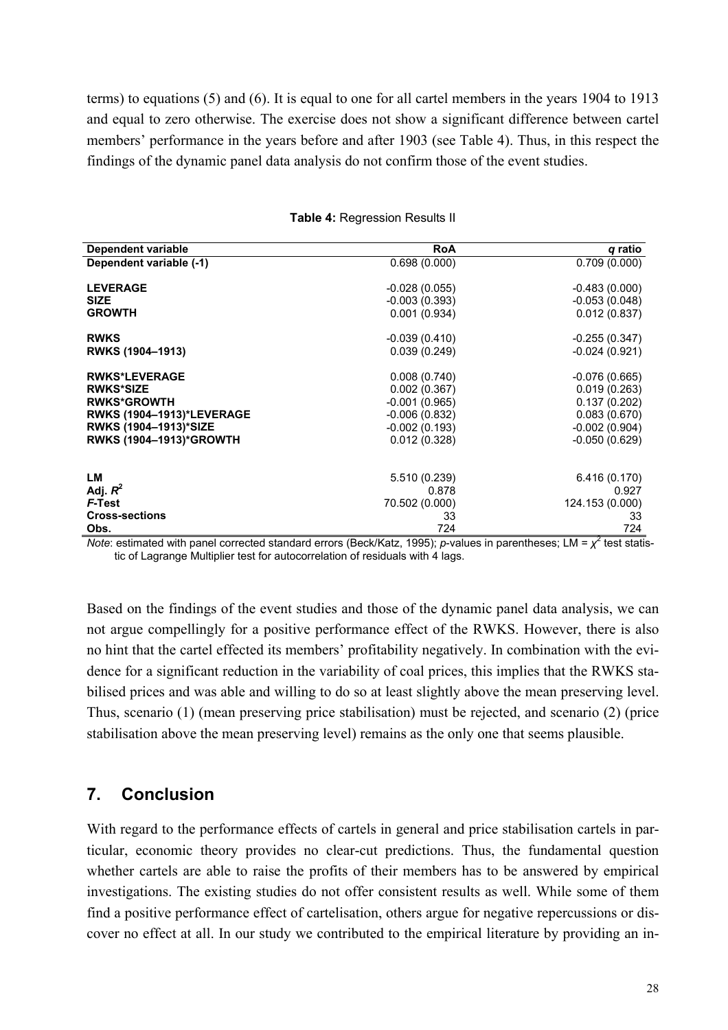terms) to equations (5) and (6). It is equal to one for all cartel members in the years 1904 to 1913 and equal to zero otherwise. The exercise does not show a significant difference between cartel members' performance in the years before and after 1903 (see Table 4). Thus, in this respect the findings of the dynamic panel data analysis do not confirm those of the event studies.

**Table 4:** Regression Results II

| Dependent variable | RoA | *q* ratio |
|---|---|---|
| Dependent variable (-1) | 0.698 (0.000) | 0.709 (0.000) |
| | | |
| LEVERAGE | -0.028 (0.055) | -0.483 (0.000) |
| SIZE | -0.003 (0.393) | -0.053 (0.048) |
| GROWTH | 0.001 (0.934) | 0.012 (0.837) |
| | | |
| RWKS | -0.039 (0.410) | -0.255 (0.347) |
| RWKS (1904–1913) | 0.039 (0.249) | -0.024 (0.921) |
| | | |
| RWKS*LEVERAGE | 0.008 (0.740) | -0.076 (0.665) |
| RWKS*SIZE | 0.002 (0.367) | 0.019 (0.263) |
| RWKS*GROWTH | -0.001 (0.965) | 0.137 (0.202) |
| RWKS (1904–1913)*LEVERAGE | -0.006 (0.832) | 0.083 (0.670) |
| RWKS (1904–1913)*SIZE | -0.002 (0.193) | -0.002 (0.904) |
| RWKS (1904–1913)*GROWTH | 0.012 (0.328) | -0.050 (0.629) |
| | | |
| LM | 5.510 (0.239) | 6.416 (0.170) |
| Adj. $R^2$ | 0.878 | 0.927 |
| *F*-Test | 70.502 (0.000) | 124.153 (0.000) |
| Cross-sections | 33 | 33 |
| Obs. | 724 | 724 |

*Note*: estimated with panel corrected standard errors (Beck/Katz, 1995); *p*-values in parentheses; LM = $\chi^2$ test statistic of Lagrange Multiplier test for autocorrelation of residuals with 4 lags.

Based on the findings of the event studies and those of the dynamic panel data analysis, we can not argue compellingly for a positive performance effect of the RWKS. However, there is also no hint that the cartel effected its members' profitability negatively. In combination with the evidence for a significant reduction in the variability of coal prices, this implies that the RWKS stabilised prices and was able and willing to do so at least slightly above the mean preserving level. Thus, scenario (1) (mean preserving price stabilisation) must be rejected, and scenario (2) (price stabilisation above the mean preserving level) remains as the only one that seems plausible.

## 7. Conclusion

With regard to the performance effects of cartels in general and price stabilisation cartels in particular, economic theory provides no clear-cut predictions. Thus, the fundamental question whether cartels are able to raise the profits of their members has to be answered by empirical investigations. The existing studies do not offer consistent results as well. While some of them find a positive performance effect of cartelisation, others argue for negative repercussions or discover no effect at all. In our study we contributed to the empirical literature by providing an in-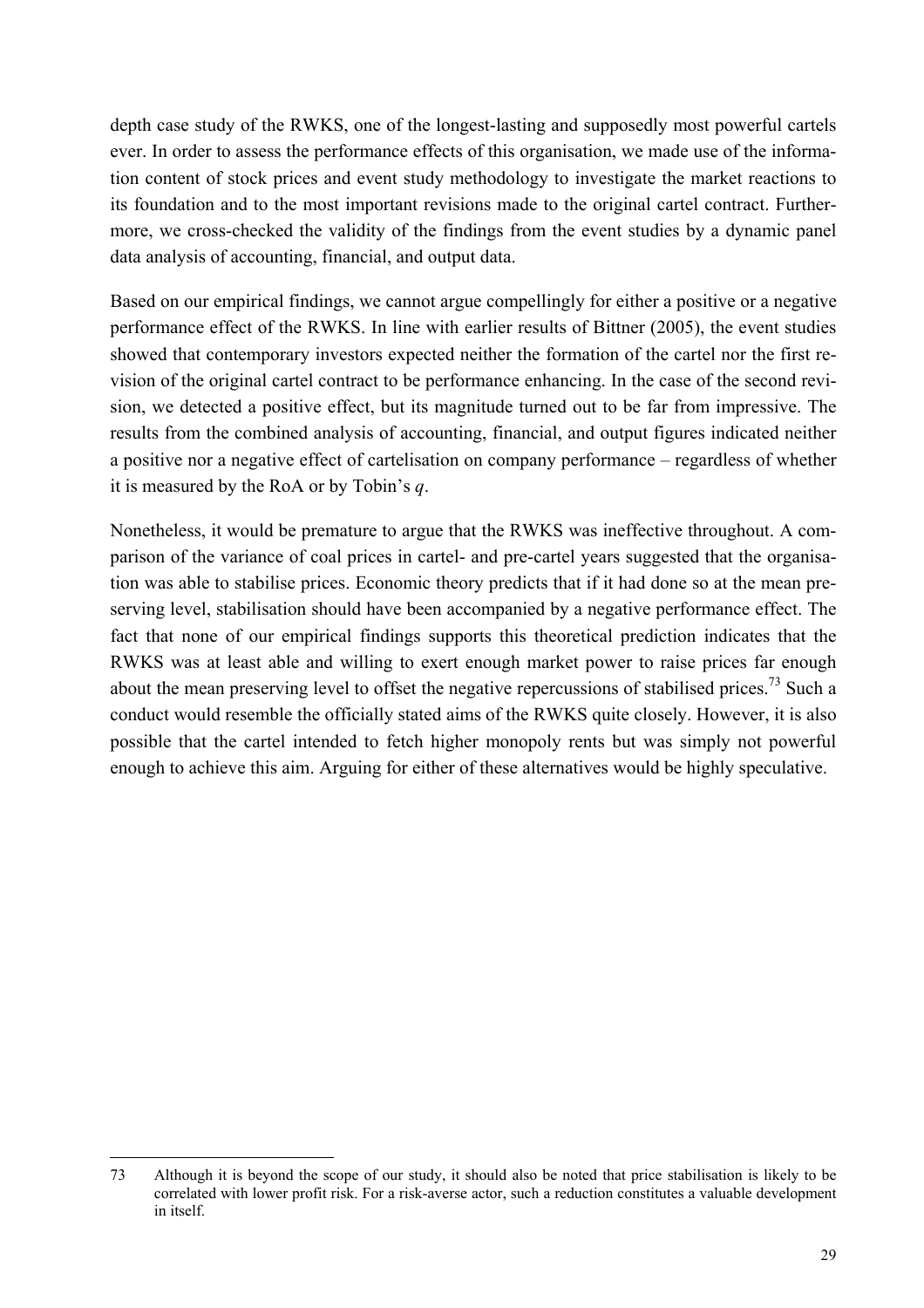depth case study of the RWKS, one of the longest-lasting and supposedly most powerful cartels ever. In order to assess the performance effects of this organisation, we made use of the information content of stock prices and event study methodology to investigate the market reactions to its foundation and to the most important revisions made to the original cartel contract. Furthermore, we cross-checked the validity of the findings from the event studies by a dynamic panel data analysis of accounting, financial, and output data.

Based on our empirical findings, we cannot argue compellingly for either a positive or a negative performance effect of the RWKS. In line with earlier results of Bittner (2005), the event studies showed that contemporary investors expected neither the formation of the cartel nor the first revision of the original cartel contract to be performance enhancing. In the case of the second revision, we detected a positive effect, but its magnitude turned out to be far from impressive. The results from the combined analysis of accounting, financial, and output figures indicated neither a positive nor a negative effect of cartelisation on company performance – regardless of whether it is measured by the RoA or by Tobin's *q*.

Nonetheless, it would be premature to argue that the RWKS was ineffective throughout. A comparison of the variance of coal prices in cartel- and pre-cartel years suggested that the organisation was able to stabilise prices. Economic theory predicts that if it had done so at the mean preserving level, stabilisation should have been accompanied by a negative performance effect. The fact that none of our empirical findings supports this theoretical prediction indicates that the RWKS was at least able and willing to exert enough market power to raise prices far enough about the mean preserving level to offset the negative repercussions of stabilised prices.[73] Such a conduct would resemble the officially stated aims of the RWKS quite closely. However, it is also possible that the cartel intended to fetch higher monopoly rents but was simply not powerful enough to achieve this aim. Arguing for either of these alternatives would be highly speculative.

73 Although it is beyond the scope of our study, it should also be noted that price stabilisation is likely to be correlated with lower profit risk. For a risk-averse actor, such a reduction constitutes a valuable development in itself.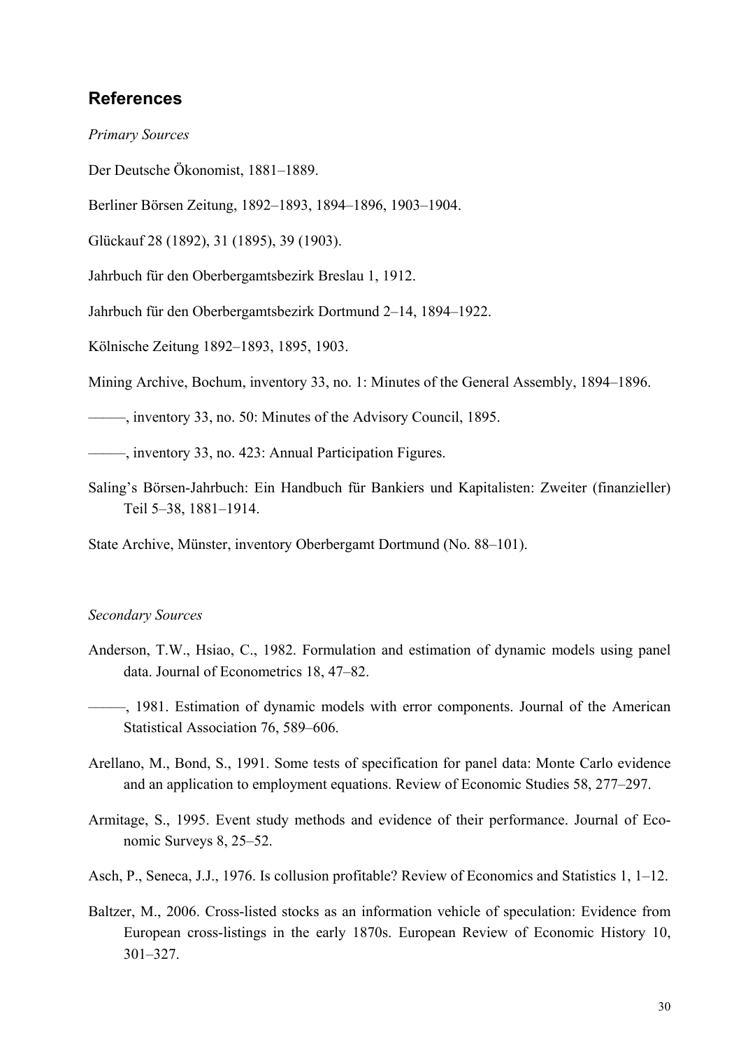## References

*Primary Sources*

Der Deutsche Ökonomist, 1881–1889.

Berliner Börsen Zeitung, 1892–1893, 1894–1896, 1903–1904.

Glückauf 28 (1892), 31 (1895), 39 (1903).

Jahrbuch für den Oberbergamtsbezirk Breslau 1, 1912.

Jahrbuch für den Oberbergamtsbezirk Dortmund 2–14, 1894–1922.

Kölnische Zeitung 1892–1893, 1895, 1903.

Mining Archive, Bochum, inventory 33, no. 1: Minutes of the General Assembly, 1894–1896.

———, inventory 33, no. 50: Minutes of the Advisory Council, 1895.

———, inventory 33, no. 423: Annual Participation Figures.

Saling's Börsen-Jahrbuch: Ein Handbuch für Bankiers und Kapitalisten: Zweiter (finanzieller) Teil 5–38, 1881–1914.

State Archive, Münster, inventory Oberbergamt Dortmund (No. 88–101).

*Secondary Sources*

Anderson, T.W., Hsiao, C., 1982. Formulation and estimation of dynamic models using panel data. Journal of Econometrics 18, 47–82.

———, 1981. Estimation of dynamic models with error components. Journal of the American Statistical Association 76, 589–606.

Arellano, M., Bond, S., 1991. Some tests of specification for panel data: Monte Carlo evidence and an application to employment equations. Review of Economic Studies 58, 277–297.

Armitage, S., 1995. Event study methods and evidence of their performance. Journal of Economic Surveys 8, 25–52.

Asch, P., Seneca, J.J., 1976. Is collusion profitable? Review of Economics and Statistics 1, 1–12.

Baltzer, M., 2006. Cross-listed stocks as an information vehicle of speculation: Evidence from European cross-listings in the early 1870s. European Review of Economic History 10, 301–327.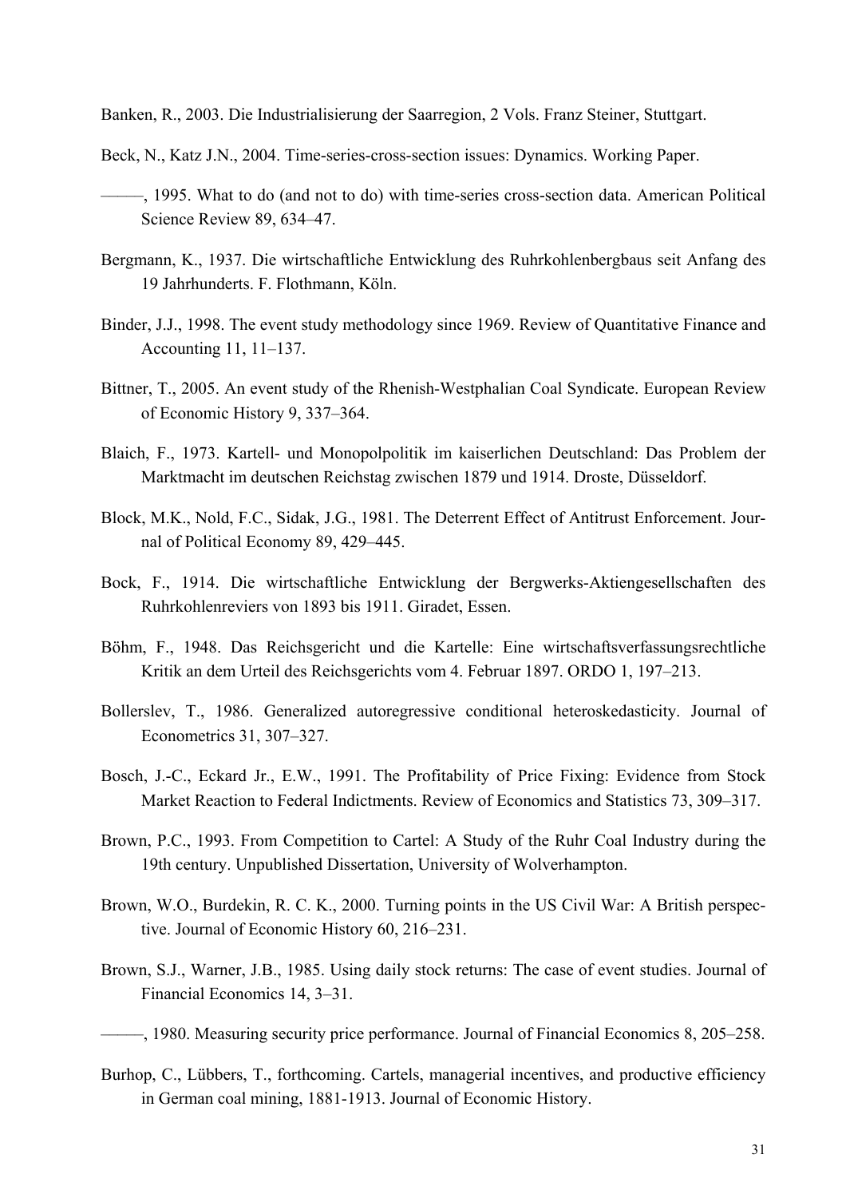Banken, R., 2003. Die Industrialisierung der Saarregion, 2 Vols. Franz Steiner, Stuttgart.

Beck, N., Katz J.N., 2004. Time-series-cross-section issues: Dynamics. Working Paper.

———, 1995. What to do (and not to do) with time-series cross-section data. American Political Science Review 89, 634–47.

Bergmann, K., 1937. Die wirtschaftliche Entwicklung des Ruhrkohlenbergbaus seit Anfang des 19 Jahrhunderts. F. Flothmann, Köln.

Binder, J.J., 1998. The event study methodology since 1969. Review of Quantitative Finance and Accounting 11, 11–137.

Bittner, T., 2005. An event study of the Rhenish-Westphalian Coal Syndicate. European Review of Economic History 9, 337–364.

Blaich, F., 1973. Kartell- und Monopolpolitik im kaiserlichen Deutschland: Das Problem der Marktmacht im deutschen Reichstag zwischen 1879 und 1914. Droste, Düsseldorf.

Block, M.K., Nold, F.C., Sidak, J.G., 1981. The Deterrent Effect of Antitrust Enforcement. Journal of Political Economy 89, 429–445.

Bock, F., 1914. Die wirtschaftliche Entwicklung der Bergwerks-Aktiengesellschaften des Ruhrkohlenreviers von 1893 bis 1911. Giradet, Essen.

Böhm, F., 1948. Das Reichsgericht und die Kartelle: Eine wirtschaftsverfassungsrechtliche Kritik an dem Urteil des Reichsgerichts vom 4. Februar 1897. ORDO 1, 197–213.

Bollerslev, T., 1986. Generalized autoregressive conditional heteroskedasticity. Journal of Econometrics 31, 307–327.

Bosch, J.-C., Eckard Jr., E.W., 1991. The Profitability of Price Fixing: Evidence from Stock Market Reaction to Federal Indictments. Review of Economics and Statistics 73, 309–317.

Brown, P.C., 1993. From Competition to Cartel: A Study of the Ruhr Coal Industry during the 19th century. Unpublished Dissertation, University of Wolverhampton.

Brown, W.O., Burdekin, R. C. K., 2000. Turning points in the US Civil War: A British perspective. Journal of Economic History 60, 216–231.

Brown, S.J., Warner, J.B., 1985. Using daily stock returns: The case of event studies. Journal of Financial Economics 14, 3–31.

———, 1980. Measuring security price performance. Journal of Financial Economics 8, 205–258.

Burhop, C., Lübbers, T., forthcoming. Cartels, managerial incentives, and productive efficiency in German coal mining, 1881-1913. Journal of Economic History.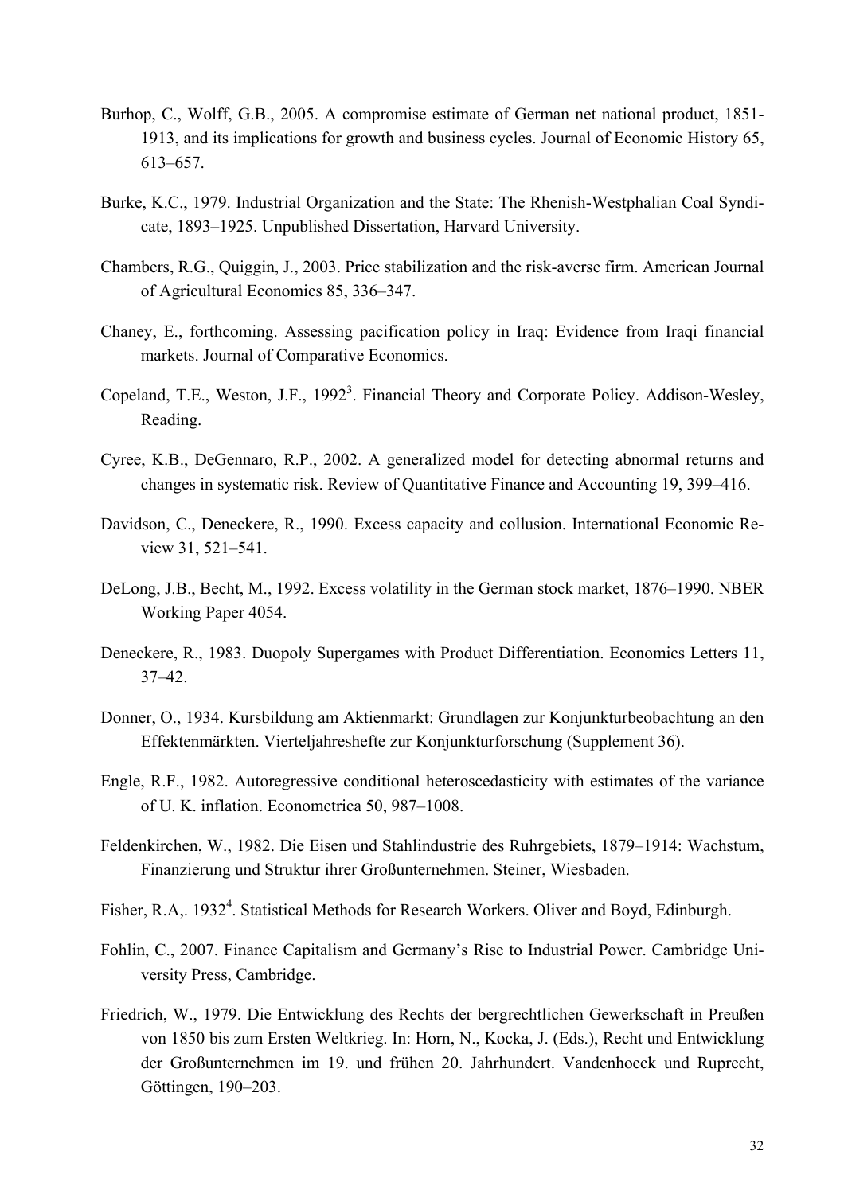Burhop, C., Wolff, G.B., 2005. A compromise estimate of German net national product, 1851-1913, and its implications for growth and business cycles. Journal of Economic History 65, 613–657.

Burke, K.C., 1979. Industrial Organization and the State: The Rhenish-Westphalian Coal Syndicate, 1893–1925. Unpublished Dissertation, Harvard University.

Chambers, R.G., Quiggin, J., 2003. Price stabilization and the risk-averse firm. American Journal of Agricultural Economics 85, 336–347.

Chaney, E., forthcoming. Assessing pacification policy in Iraq: Evidence from Iraqi financial markets. Journal of Comparative Economics.

Copeland, T.E., Weston, J.F., 1992[3]. Financial Theory and Corporate Policy. Addison-Wesley, Reading.

Cyree, K.B., DeGennaro, R.P., 2002. A generalized model for detecting abnormal returns and changes in systematic risk. Review of Quantitative Finance and Accounting 19, 399–416.

Davidson, C., Deneckere, R., 1990. Excess capacity and collusion. International Economic Review 31, 521–541.

DeLong, J.B., Becht, M., 1992. Excess volatility in the German stock market, 1876–1990. NBER Working Paper 4054.

Deneckere, R., 1983. Duopoly Supergames with Product Differentiation. Economics Letters 11, 37–42.

Donner, O., 1934. Kursbildung am Aktienmarkt: Grundlagen zur Konjunkturbeobachtung an den Effektenmärkten. Vierteljahreshefte zur Konjunkturforschung (Supplement 36).

Engle, R.F., 1982. Autoregressive conditional heteroscedasticity with estimates of the variance of U. K. inflation. Econometrica 50, 987–1008.

Feldenkirchen, W., 1982. Die Eisen und Stahlindustrie des Ruhrgebiets, 1879–1914: Wachstum, Finanzierung und Struktur ihrer Großunternehmen. Steiner, Wiesbaden.

Fisher, R.A,. 1932[4]. Statistical Methods for Research Workers. Oliver and Boyd, Edinburgh.

Fohlin, C., 2007. Finance Capitalism and Germany's Rise to Industrial Power. Cambridge University Press, Cambridge.

Friedrich, W., 1979. Die Entwicklung des Rechts der bergrechtlichen Gewerkschaft in Preußen von 1850 bis zum Ersten Weltkrieg. In: Horn, N., Kocka, J. (Eds.), Recht und Entwicklung der Großunternehmen im 19. und frühen 20. Jahrhundert. Vandenhoeck und Ruprecht, Göttingen, 190–203.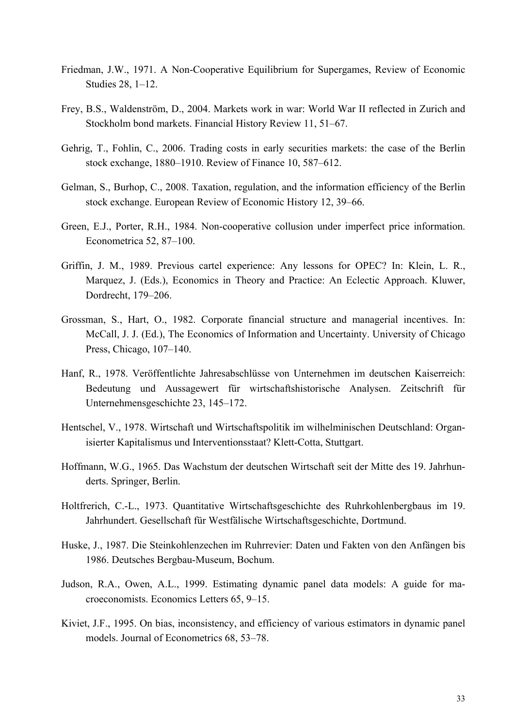Friedman, J.W., 1971. A Non-Cooperative Equilibrium for Supergames, Review of Economic Studies 28, 1–12.

Frey, B.S., Waldenström, D., 2004. Markets work in war: World War II reflected in Zurich and Stockholm bond markets. Financial History Review 11, 51–67.

Gehrig, T., Fohlin, C., 2006. Trading costs in early securities markets: the case of the Berlin stock exchange, 1880–1910. Review of Finance 10, 587–612.

Gelman, S., Burhop, C., 2008. Taxation, regulation, and the information efficiency of the Berlin stock exchange. European Review of Economic History 12, 39–66.

Green, E.J., Porter, R.H., 1984. Non-cooperative collusion under imperfect price information. Econometrica 52, 87–100.

Griffin, J. M., 1989. Previous cartel experience: Any lessons for OPEC? In: Klein, L. R., Marquez, J. (Eds.), Economics in Theory and Practice: An Eclectic Approach. Kluwer, Dordrecht, 179–206.

Grossman, S., Hart, O., 1982. Corporate financial structure and managerial incentives. In: McCall, J. J. (Ed.), The Economics of Information and Uncertainty. University of Chicago Press, Chicago, 107–140.

Hanf, R., 1978. Veröffentlichte Jahresabschlüsse von Unternehmen im deutschen Kaiserreich: Bedeutung und Aussagewert für wirtschaftshistorische Analysen. Zeitschrift für Unternehmensgeschichte 23, 145–172.

Hentschel, V., 1978. Wirtschaft und Wirtschaftspolitik im wilhelminischen Deutschland: Organisierter Kapitalismus und Interventionsstaat? Klett-Cotta, Stuttgart.

Hoffmann, W.G., 1965. Das Wachstum der deutschen Wirtschaft seit der Mitte des 19. Jahrhunderts. Springer, Berlin.

Holtfrerich, C.-L., 1973. Quantitative Wirtschaftsgeschichte des Ruhrkohlenbergbaus im 19. Jahrhundert. Gesellschaft für Westfälische Wirtschaftsgeschichte, Dortmund.

Huske, J., 1987. Die Steinkohlenzechen im Ruhrrevier: Daten und Fakten von den Anfängen bis 1986. Deutsches Bergbau-Museum, Bochum.

Judson, R.A., Owen, A.L., 1999. Estimating dynamic panel data models: A guide for macroeconomists. Economics Letters 65, 9–15.

Kiviet, J.F., 1995. On bias, inconsistency, and efficiency of various estimators in dynamic panel models. Journal of Econometrics 68, 53–78.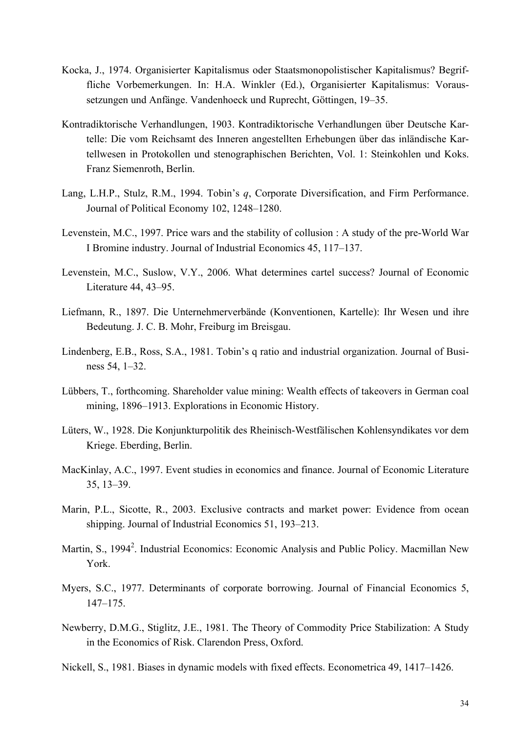Kocka, J., 1974. Organisierter Kapitalismus oder Staatsmonopolistischer Kapitalismus? Begriffliche Vorbemerkungen. In: H.A. Winkler (Ed.), Organisierter Kapitalismus: Voraussetzungen und Anfänge. Vandenhoeck und Ruprecht, Göttingen, 19–35.

Kontradiktorische Verhandlungen, 1903. Kontradiktorische Verhandlungen über Deutsche Kartelle: Die vom Reichsamt des Inneren angestellten Erhebungen über das inländische Kartellwesen in Protokollen und stenographischen Berichten, Vol. 1: Steinkohlen und Koks. Franz Siemenroth, Berlin.

Lang, L.H.P., Stulz, R.M., 1994. Tobin's *q*, Corporate Diversification, and Firm Performance. Journal of Political Economy 102, 1248–1280.

Levenstein, M.C., 1997. Price wars and the stability of collusion : A study of the pre-World War I Bromine industry. Journal of Industrial Economics 45, 117–137.

Levenstein, M.C., Suslow, V.Y., 2006. What determines cartel success? Journal of Economic Literature 44, 43–95.

Liefmann, R., 1897. Die Unternehmerverbände (Konventionen, Kartelle): Ihr Wesen und ihre Bedeutung. J. C. B. Mohr, Freiburg im Breisgau.

Lindenberg, E.B., Ross, S.A., 1981. Tobin's q ratio and industrial organization. Journal of Business 54, 1–32.

Lübbers, T., forthcoming. Shareholder value mining: Wealth effects of takeovers in German coal mining, 1896–1913. Explorations in Economic History.

Lüters, W., 1928. Die Konjunkturpolitik des Rheinisch-Westfälischen Kohlensyndikates vor dem Kriege. Eberding, Berlin.

MacKinlay, A.C., 1997. Event studies in economics and finance. Journal of Economic Literature 35, 13–39.

Marin, P.L., Sicotte, R., 2003. Exclusive contracts and market power: Evidence from ocean shipping. Journal of Industrial Economics 51, 193–213.

Martin, S., 1994[2]. Industrial Economics: Economic Analysis and Public Policy. Macmillan New York.

Myers, S.C., 1977. Determinants of corporate borrowing. Journal of Financial Economics 5, 147–175.

Newberry, D.M.G., Stiglitz, J.E., 1981. The Theory of Commodity Price Stabilization: A Study in the Economics of Risk. Clarendon Press, Oxford.

Nickell, S., 1981. Biases in dynamic models with fixed effects. Econometrica 49, 1417–1426.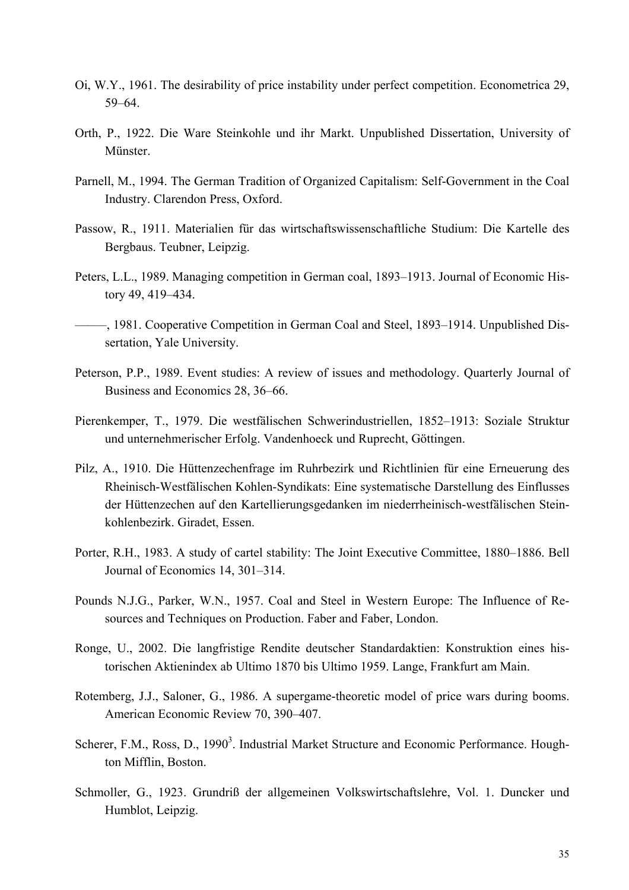Oi, W.Y., 1961. The desirability of price instability under perfect competition. Econometrica 29, 59–64.

Orth, P., 1922. Die Ware Steinkohle und ihr Markt. Unpublished Dissertation, University of Münster.

Parnell, M., 1994. The German Tradition of Organized Capitalism: Self-Government in the Coal Industry. Clarendon Press, Oxford.

Passow, R., 1911. Materialien für das wirtschaftswissenschaftliche Studium: Die Kartelle des Bergbaus. Teubner, Leipzig.

Peters, L.L., 1989. Managing competition in German coal, 1893–1913. Journal of Economic History 49, 419–434.

———, 1981. Cooperative Competition in German Coal and Steel, 1893–1914. Unpublished Dissertation, Yale University.

Peterson, P.P., 1989. Event studies: A review of issues and methodology. Quarterly Journal of Business and Economics 28, 36–66.

Pierenkemper, T., 1979. Die westfälischen Schwerindustriellen, 1852–1913: Soziale Struktur und unternehmerischer Erfolg. Vandenhoeck und Ruprecht, Göttingen.

Pilz, A., 1910. Die Hüttenzechenfrage im Ruhrbezirk und Richtlinien für eine Erneuerung des Rheinisch-Westfälischen Kohlen-Syndikats: Eine systematische Darstellung des Einflusses der Hüttenzechen auf den Kartellierungsgedanken im niederrheinisch-westfälischen Steinkohlenbezirk. Giradet, Essen.

Porter, R.H., 1983. A study of cartel stability: The Joint Executive Committee, 1880–1886. Bell Journal of Economics 14, 301–314.

Pounds N.J.G., Parker, W.N., 1957. Coal and Steel in Western Europe: The Influence of Resources and Techniques on Production. Faber and Faber, London.

Ronge, U., 2002. Die langfristige Rendite deutscher Standardaktien: Konstruktion eines historischen Aktienindex ab Ultimo 1870 bis Ultimo 1959. Lange, Frankfurt am Main.

Rotemberg, J.J., Saloner, G., 1986. A supergame-theoretic model of price wars during booms. American Economic Review 70, 390–407.

Scherer, F.M., Ross, D., 1990[3]. Industrial Market Structure and Economic Performance. Houghton Mifflin, Boston.

Schmoller, G., 1923. Grundriß der allgemeinen Volkswirtschaftslehre, Vol. 1. Duncker und Humblot, Leipzig.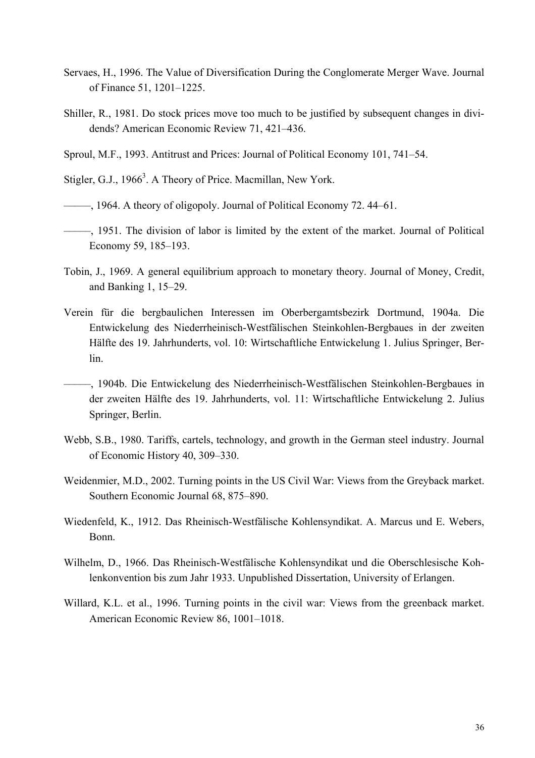Servaes, H., 1996. The Value of Diversification During the Conglomerate Merger Wave. Journal of Finance 51, 1201–1225.

Shiller, R., 1981. Do stock prices move too much to be justified by subsequent changes in dividends? American Economic Review 71, 421–436.

Sproul, M.F., 1993. Antitrust and Prices: Journal of Political Economy 101, 741–54.

Stigler, G.J., 1966[3]. A Theory of Price. Macmillan, New York.

———, 1964. A theory of oligopoly. Journal of Political Economy 72. 44–61.

———, 1951. The division of labor is limited by the extent of the market. Journal of Political Economy 59, 185–193.

Tobin, J., 1969. A general equilibrium approach to monetary theory. Journal of Money, Credit, and Banking 1, 15–29.

Verein für die bergbaulichen Interessen im Oberbergamtsbezirk Dortmund, 1904a. Die Entwickelung des Niederrheinisch-Westfälischen Steinkohlen-Bergbaues in der zweiten Hälfte des 19. Jahrhunderts, vol. 10: Wirtschaftliche Entwickelung 1. Julius Springer, Berlin.

———, 1904b. Die Entwickelung des Niederrheinisch-Westfälischen Steinkohlen-Bergbaues in der zweiten Hälfte des 19. Jahrhunderts, vol. 11: Wirtschaftliche Entwickelung 2. Julius Springer, Berlin.

Webb, S.B., 1980. Tariffs, cartels, technology, and growth in the German steel industry. Journal of Economic History 40, 309–330.

Weidenmier, M.D., 2002. Turning points in the US Civil War: Views from the Greyback market. Southern Economic Journal 68, 875–890.

Wiedenfeld, K., 1912. Das Rheinisch-Westfälische Kohlensyndikat. A. Marcus und E. Webers, Bonn.

Wilhelm, D., 1966. Das Rheinisch-Westfälische Kohlensyndikat und die Oberschlesische Kohlenkonvention bis zum Jahr 1933. Unpublished Dissertation, University of Erlangen.

Willard, K.L. et al., 1996. Turning points in the civil war: Views from the greenback market. American Economic Review 86, 1001–1018.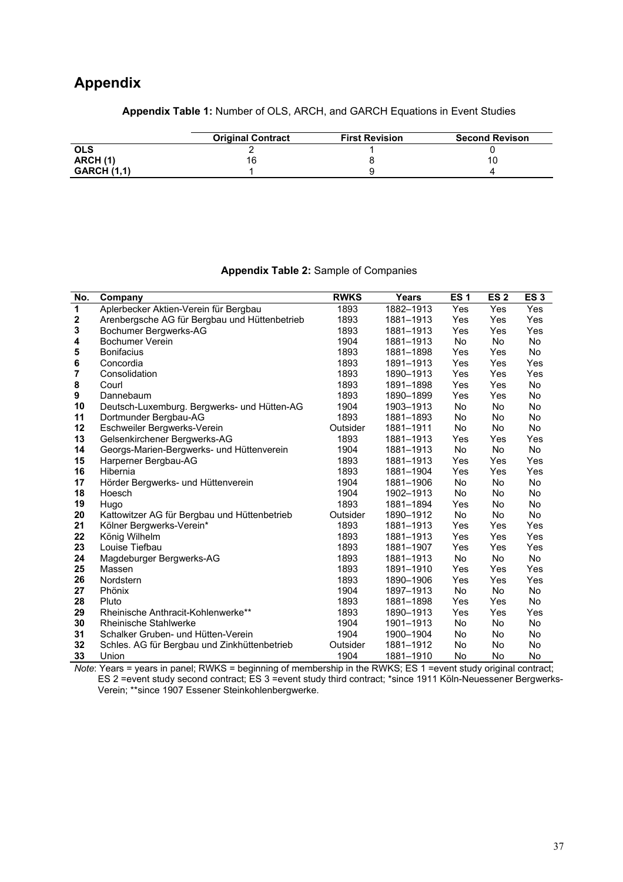# Appendix

**Appendix Table 1:** Number of OLS, ARCH, and GARCH Equations in Event Studies

| | Original Contract | First Revision | Second Revison |
|---|---|---|---|
| **OLS** | 2 | 1 | 0 |
| **ARCH (1)** | 16 | 8 | 10 |
| **GARCH (1,1)** | 1 | 9 | 4 |

**Appendix Table 2:** Sample of Companies

| No. | Company | RWKS | Years | ES 1 | ES 2 | ES 3 |
|---|---|---|---|---|---|---|
| 1 | Aplerbecker Aktien-Verein für Bergbau | 1893 | 1882–1913 | Yes | Yes | Yes |
| 2 | Arenbergsche AG für Bergbau und Hüttenbetrieb | 1893 | 1881–1913 | Yes | Yes | Yes |
| 3 | Bochumer Bergwerks-AG | 1893 | 1881–1913 | Yes | Yes | Yes |
| 4 | Bochumer Verein | 1904 | 1881–1913 | No | No | No |
| 5 | Bonifacius | 1893 | 1881–1898 | Yes | Yes | No |
| 6 | Concordia | 1893 | 1891–1913 | Yes | Yes | Yes |
| 7 | Consolidation | 1893 | 1890–1913 | Yes | Yes | Yes |
| 8 | Courl | 1893 | 1891–1898 | Yes | Yes | No |
| 9 | Dannebaum | 1893 | 1890–1899 | Yes | Yes | No |
| 10 | Deutsch-Luxemburg. Bergwerks- und Hütten-AG | 1904 | 1903–1913 | No | No | No |
| 11 | Dortmunder Bergbau-AG | 1893 | 1881–1893 | No | No | No |
| 12 | Eschweiler Bergwerks-Verein | Outsider | 1881–1911 | No | No | No |
| 13 | Gelsenkirchener Bergwerks-AG | 1893 | 1881–1913 | Yes | Yes | Yes |
| 14 | Georgs-Marien-Bergwerks- und Hüttenverein | 1904 | 1881–1913 | No | No | No |
| 15 | Harperner Bergbau-AG | 1893 | 1881–1913 | Yes | Yes | Yes |
| 16 | Hibernia | 1893 | 1881–1904 | Yes | Yes | Yes |
| 17 | Hörder Bergwerks- und Hüttenverein | 1904 | 1881–1906 | No | No | No |
| 18 | Hoesch | 1904 | 1902–1913 | No | No | No |
| 19 | Hugo | 1893 | 1881–1894 | Yes | No | No |
| 20 | Kattowitzer AG für Bergbau und Hüttenbetrieb | Outsider | 1890–1912 | No | No | No |
| 21 | Kölner Bergwerks-Verein* | 1893 | 1881–1913 | Yes | Yes | Yes |
| 22 | König Wilhelm | 1893 | 1881–1913 | Yes | Yes | Yes |
| 23 | Louise Tiefbau | 1893 | 1881–1907 | Yes | Yes | Yes |
| 24 | Magdeburger Bergwerks-AG | 1893 | 1881–1913 | No | No | No |
| 25 | Massen | 1893 | 1891–1910 | Yes | Yes | Yes |
| 26 | Nordstern | 1893 | 1890–1906 | Yes | Yes | Yes |
| 27 | Phönix | 1904 | 1897–1913 | No | No | No |
| 28 | Pluto | 1893 | 1881–1898 | Yes | Yes | No |
| 29 | Rheinische Anthracit-Kohlenwerke** | 1893 | 1890–1913 | Yes | Yes | Yes |
| 30 | Rheinische Stahlwerke | 1904 | 1901–1913 | No | No | No |
| 31 | Schalker Gruben- und Hütten-Verein | 1904 | 1900–1904 | No | No | No |
| 32 | Schles. AG für Bergbau und Zinkhüttenbetrieb | Outsider | 1881–1912 | No | No | No |
| 33 | Union | 1904 | 1881–1910 | No | No | No |

*Note*: Years = years in panel; RWKS = beginning of membership in the RWKS; ES 1 =event study original contract; ES 2 =event study second contract; ES 3 =event study third contract; *since 1911 Köln-Neuessener Bergwerks-Verein; **since 1907 Essener Steinkohlenbergwerke.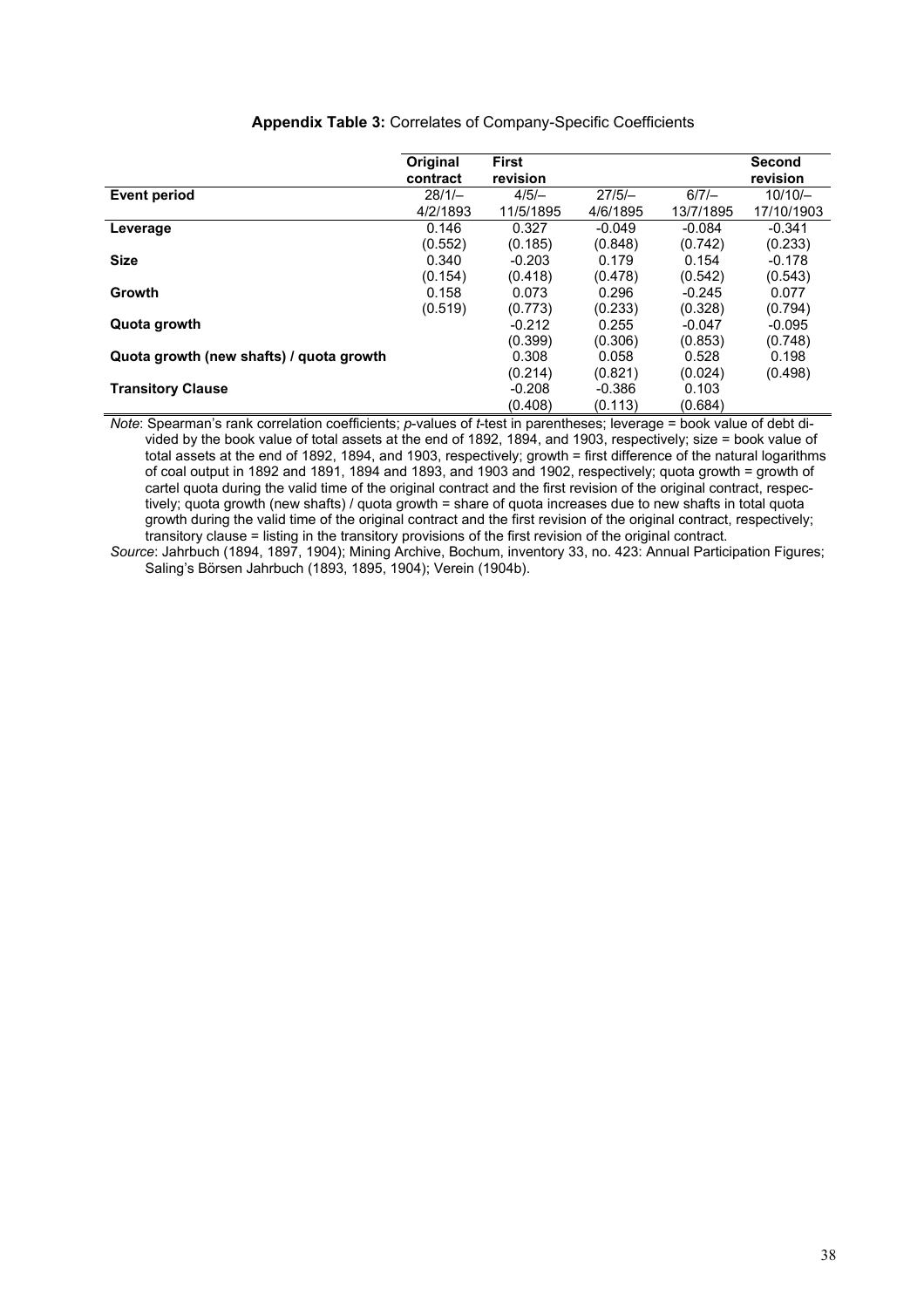**Appendix Table 3:** Correlates of Company-Specific Coefficients

| | Original contract | First revision | | | Second revision |
|---|---|---|---|---|---|
| **Event period** | 28/1/– 4/2/1893 | 4/5/– 11/5/1895 | 27/5/– 4/6/1895 | 6/7/– 13/7/1895 | 10/10/– 17/10/1903 |
| **Leverage** | 0.146 | 0.327 | -0.049 | -0.084 | -0.341 |
| | (0.552) | (0.185) | (0.848) | (0.742) | (0.233) |
| **Size** | 0.340 | -0.203 | 0.179 | 0.154 | -0.178 |
| | (0.154) | (0.418) | (0.478) | (0.542) | (0.543) |
| **Growth** | 0.158 | 0.073 | 0.296 | -0.245 | 0.077 |
| | (0.519) | (0.773) | (0.233) | (0.328) | (0.794) |
| **Quota growth** | | -0.212 | 0.255 | -0.047 | -0.095 |
| | | (0.399) | (0.306) | (0.853) | (0.748) |
| **Quota growth (new shafts) / quota growth** | | 0.308 | 0.058 | 0.528 | 0.198 |
| | | (0.214) | (0.821) | (0.024) | (0.498) |
| **Transitory Clause** | | -0.208 | -0.386 | 0.103 | |
| | | (0.408) | (0.113) | (0.684) | |

*Note*: Spearman's rank correlation coefficients; *p*-values of *t*-test in parentheses; leverage = book value of debt divided by the book value of total assets at the end of 1892, 1894, and 1903, respectively; size = book value of total assets at the end of 1892, 1894, and 1903, respectively; growth = first difference of the natural logarithms of coal output in 1892 and 1891, 1894 and 1893, and 1903 and 1902, respectively; quota growth = growth of cartel quota during the valid time of the original contract and the first revision of the original contract, respectively; quota growth (new shafts) / quota growth = share of quota increases due to new shafts in total quota growth during the valid time of the original contract and the first revision of the original contract, respectively; transitory clause = listing in the transitory provisions of the first revision of the original contract.

*Source*: Jahrbuch (1894, 1897, 1904); Mining Archive, Bochum, inventory 33, no. 423: Annual Participation Figures; Saling's Börsen Jahrbuch (1893, 1895, 1904); Verein (1904b).